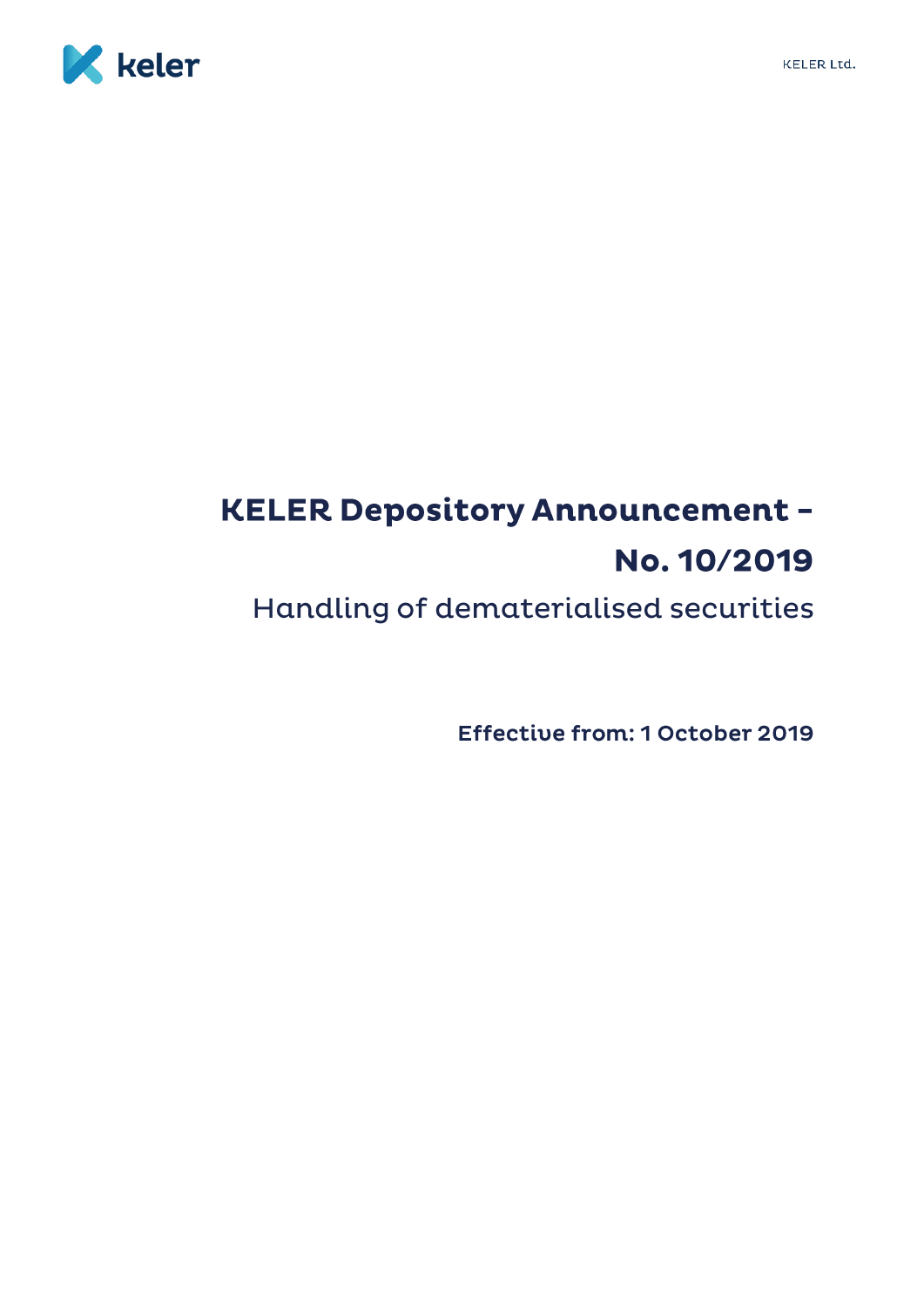# KELER Depository Announcement – No. 10/2019

## Handling of dematerialised securities

**Effective from: 1 October 2019**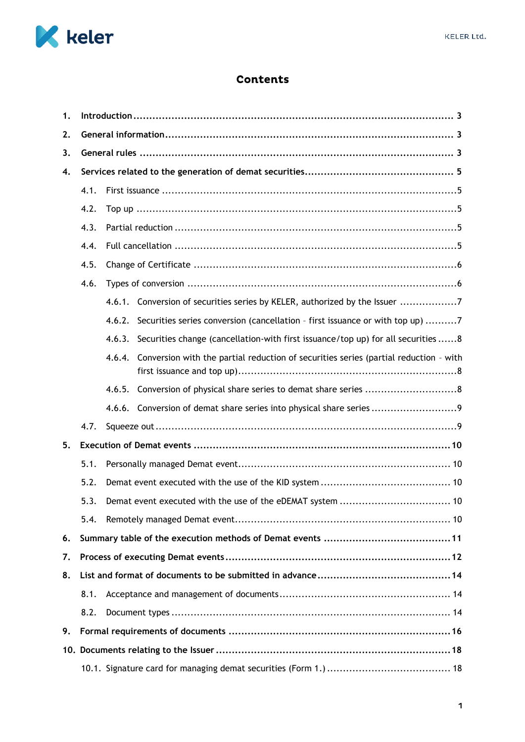# Contents

1. Introduction ........................................................................................................ 3
2. General information ............................................................................................ 3
3. General rules ...................................................................................................... 3
4. Services related to the generation of demat securities ........................................... 5
   - 4.1. First issuance ............................................................................................. 5
   - 4.2. Top up ........................................................................................................ 5
   - 4.3. Partial reduction .......................................................................................... 5
   - 4.4. Full cancellation .......................................................................................... 5
   - 4.5. Change of Certificate .................................................................................. 6
   - 4.6. Types of conversion .................................................................................... 6
     - 4.6.1. Conversion of securities series by KELER, authorized by the Issuer .................. 7
     - 4.6.2. Securities series conversion (cancellation – first issuance or with top up) .......... 7
     - 4.6.3. Securities change (cancellation-with first issuance/top up) for all securities ...... 8
     - 4.6.4. Conversion with the partial reduction of securities series (partial reduction – with first issuance and top up) ........................................................................... 8
     - 4.6.5. Conversion of physical share series to demat share series ............................ 8
     - 4.6.6. Conversion of demat share series into physical share series .......................... 9
   - 4.7. Squeeze out ................................................................................................ 9
5. Execution of Demat events .................................................................................. 10
   - 5.1. Personally managed Demat event ................................................................. 10
   - 5.2. Demat event executed with the use of the KID system ..................................... 10
   - 5.3. Demat event executed with the use of the eDEMAT system .............................. 10
   - 5.4. Remotely managed Demat event .................................................................. 10
6. Summary table of the execution methods of Demat events ..................................... 11
7. Process of executing Demat events ....................................................................... 12
8. List and format of documents to be submitted in advance ....................................... 14
   - 8.1. Acceptance and management of documents .................................................. 14
   - 8.2. Document types .......................................................................................... 14
9. Formal requirements of documents ...................................................................... 16
10. Documents relating to the Issuer ......................................................................... 18
    - 10.1. Signature card for managing demat securities (Form 1.) ................................ 18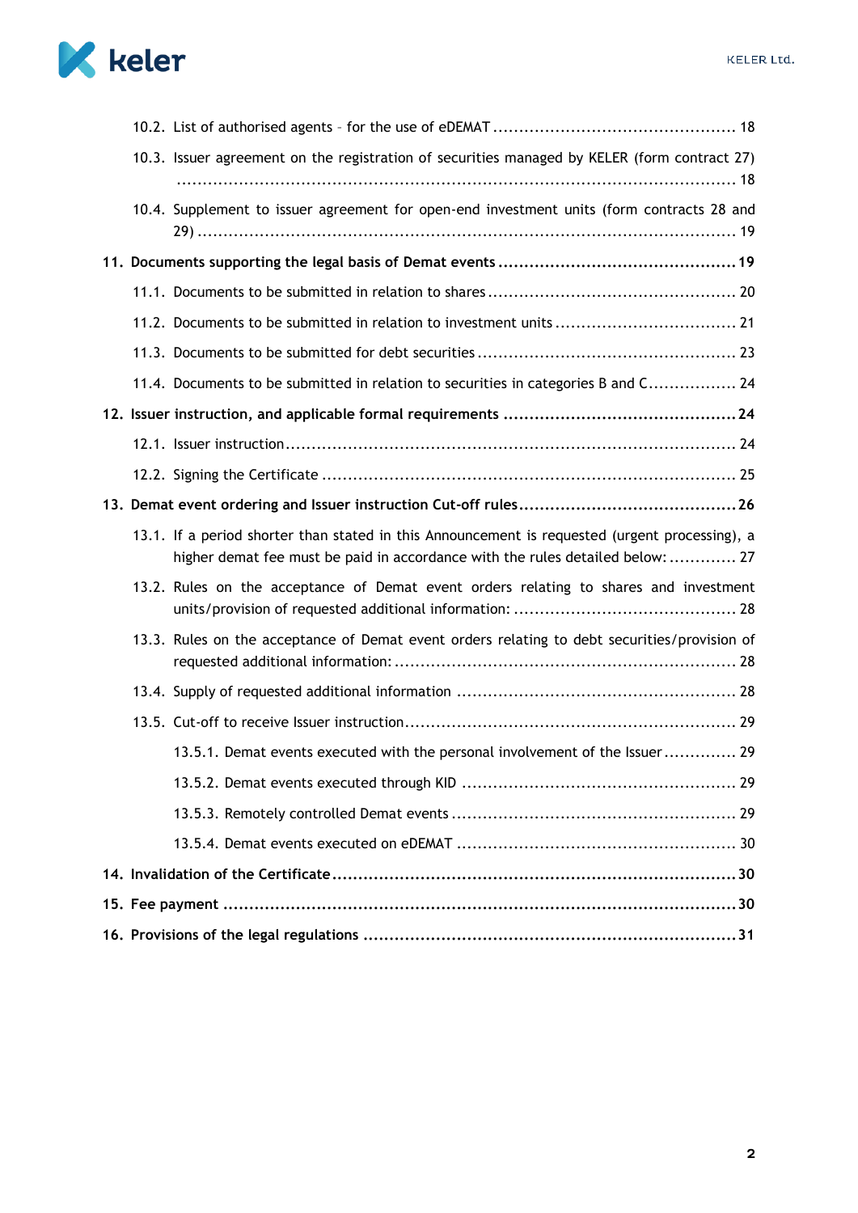10.2. List of authorised agents – for the use of eDEMAT ............................................... 18

10.3. Issuer agreement on the registration of securities managed by KELER (form contract 27) ............................................................................................................ 18

10.4. Supplement to issuer agreement for open-end investment units (form contracts 28 and 29) ........................................................................................................ 19

**11. Documents supporting the legal basis of Demat events ............................................. 19**

11.1. Documents to be submitted in relation to shares ............................................... 20

11.2. Documents to be submitted in relation to investment units .................................. 21

11.3. Documents to be submitted for debt securities ................................................. 23

11.4. Documents to be submitted in relation to securities in categories B and C................. 24

**12. Issuer instruction, and applicable formal requirements ............................................. 24**

12.1. Issuer instruction..................................................................................... 24

12.2. Signing the Certificate ............................................................................... 25

**13. Demat event ordering and Issuer instruction Cut-off rules.......................................... 26**

13.1. If a period shorter than stated in this Announcement is requested (urgent processing), a higher demat fee must be paid in accordance with the rules detailed below: ............. 27

13.2. Rules on the acceptance of Demat event orders relating to shares and investment units/provision of requested additional information: .......................................... 28

13.3. Rules on the acceptance of Demat event orders relating to debt securities/provision of requested additional information: ................................................................ 28

13.4. Supply of requested additional information ..................................................... 28

13.5. Cut-off to receive Issuer instruction............................................................... 29

13.5.1. Demat events executed with the personal involvement of the Issuer .............. 29

13.5.2. Demat events executed through KID .................................................... 29

13.5.3. Remotely controlled Demat events ...................................................... 29

13.5.4. Demat events executed on eDEMAT .................................................... 30

**14. Invalidation of the Certificate............................................................................ 30**

**15. Fee payment ................................................................................................ 30**

**16. Provisions of the legal regulations ...................................................................... 31**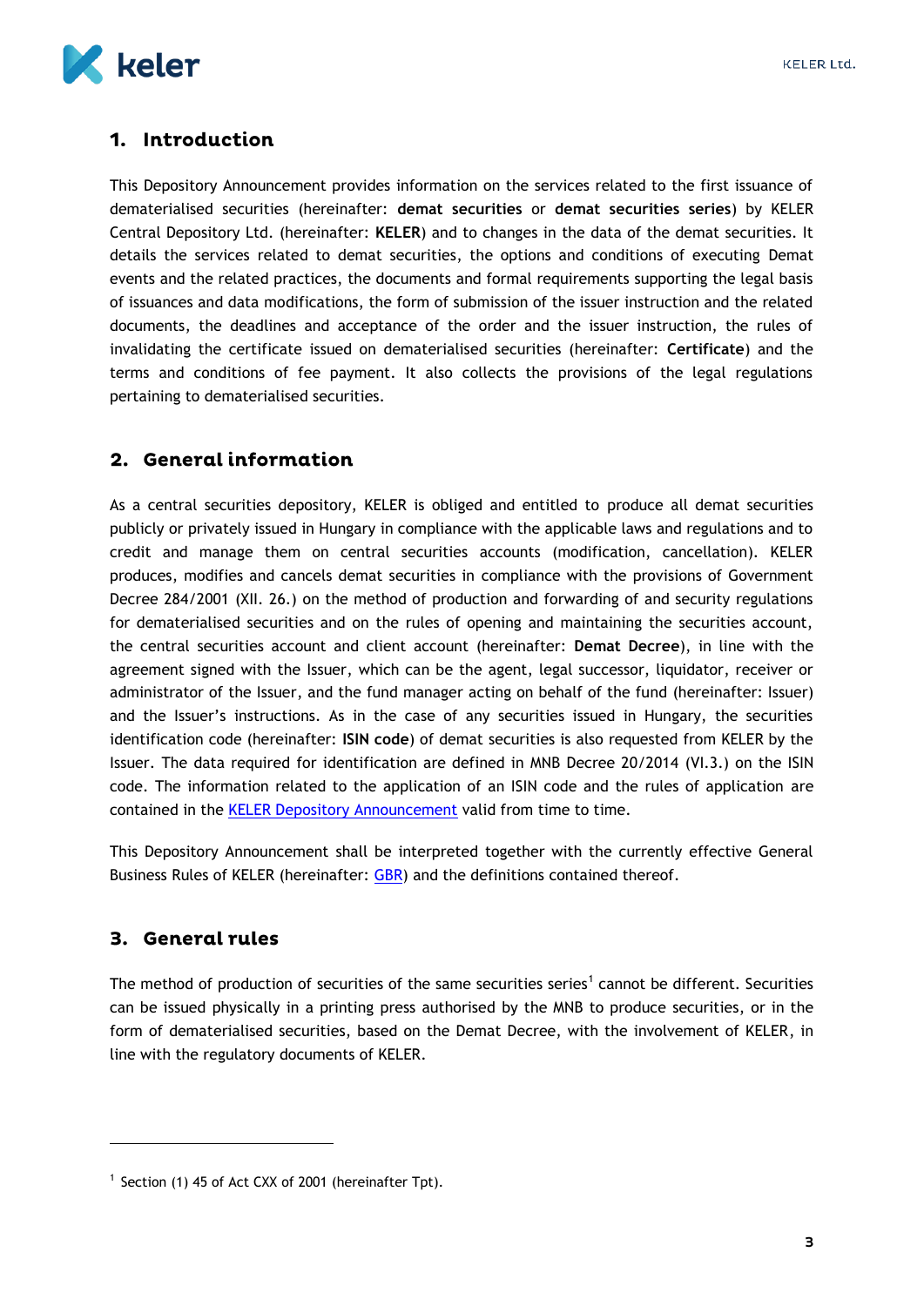## 1. Introduction

This Depository Announcement provides information on the services related to the first issuance of dematerialised securities (hereinafter: **demat securities** or **demat securities series**) by KELER Central Depository Ltd. (hereinafter: **KELER**) and to changes in the data of the demat securities. It details the services related to demat securities, the options and conditions of executing Demat events and the related practices, the documents and formal requirements supporting the legal basis of issuances and data modifications, the form of submission of the issuer instruction and the related documents, the deadlines and acceptance of the order and the issuer instruction, the rules of invalidating the certificate issued on dematerialised securities (hereinafter: **Certificate**) and the terms and conditions of fee payment. It also collects the provisions of the legal regulations pertaining to dematerialised securities.

## 2. General information

As a central securities depository, KELER is obliged and entitled to produce all demat securities publicly or privately issued in Hungary in compliance with the applicable laws and regulations and to credit and manage them on central securities accounts (modification, cancellation). KELER produces, modifies and cancels demat securities in compliance with the provisions of Government Decree 284/2001 (XII. 26.) on the method of production and forwarding of and security regulations for dematerialised securities and on the rules of opening and maintaining the securities account, the central securities account and client account (hereinafter: **Demat Decree**), in line with the agreement signed with the Issuer, which can be the agent, legal successor, liquidator, receiver or administrator of the Issuer, and the fund manager acting on behalf of the fund (hereinafter: Issuer) and the Issuer's instructions. As in the case of any securities issued in Hungary, the securities identification code (hereinafter: **ISIN code**) of demat securities is also requested from KELER by the Issuer. The data required for identification are defined in MNB Decree 20/2014 (VI.3.) on the ISIN code. The information related to the application of an ISIN code and the rules of application are contained in the KELER Depository Announcement valid from time to time.

This Depository Announcement shall be interpreted together with the currently effective General Business Rules of KELER (hereinafter: GBR) and the definitions contained thereof.

## 3. General rules

The method of production of securities of the same securities series[1] cannot be different. Securities can be issued physically in a printing press authorised by the MNB to produce securities, or in the form of dematerialised securities, based on the Demat Decree, with the involvement of KELER, in line with the regulatory documents of KELER.

---

[1] Section (1) 45 of Act CXX of 2001 (hereinafter Tpt).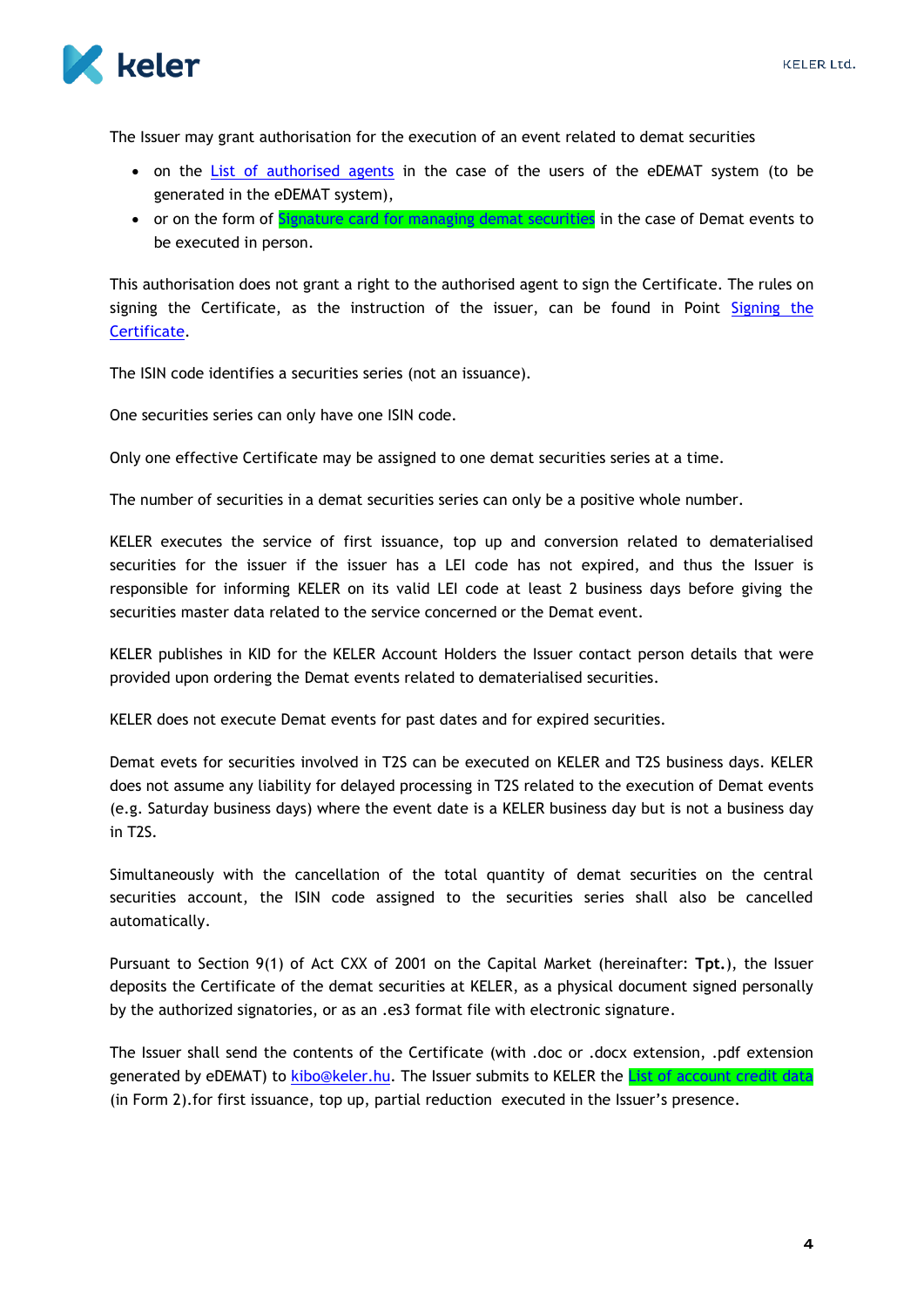The Issuer may grant authorisation for the execution of an event related to demat securities

- on the List of authorised agents in the case of the users of the eDEMAT system (to be generated in the eDEMAT system),
- or on the form of Signature card for managing demat securities in the case of Demat events to be executed in person.

This authorisation does not grant a right to the authorised agent to sign the Certificate. The rules on signing the Certificate, as the instruction of the issuer, can be found in Point Signing the Certificate.

The ISIN code identifies a securities series (not an issuance).

One securities series can only have one ISIN code.

Only one effective Certificate may be assigned to one demat securities series at a time.

The number of securities in a demat securities series can only be a positive whole number.

KELER executes the service of first issuance, top up and conversion related to dematerialised securities for the issuer if the issuer has a LEI code has not expired, and thus the Issuer is responsible for informing KELER on its valid LEI code at least 2 business days before giving the securities master data related to the service concerned or the Demat event.

KELER publishes in KID for the KELER Account Holders the Issuer contact person details that were provided upon ordering the Demat events related to dematerialised securities.

KELER does not execute Demat events for past dates and for expired securities.

Demat evets for securities involved in T2S can be executed on KELER and T2S business days. KELER does not assume any liability for delayed processing in T2S related to the execution of Demat events (e.g. Saturday business days) where the event date is a KELER business day but is not a business day in T2S.

Simultaneously with the cancellation of the total quantity of demat securities on the central securities account, the ISIN code assigned to the securities series shall also be cancelled automatically.

Pursuant to Section 9(1) of Act CXX of 2001 on the Capital Market (hereinafter: **Tpt.**), the Issuer deposits the Certificate of the demat securities at KELER, as a physical document signed personally by the authorized signatories, or as an .es3 format file with electronic signature.

The Issuer shall send the contents of the Certificate (with .doc or .docx extension, .pdf extension generated by eDEMAT) to kibo@keler.hu. The Issuer submits to KELER the List of account credit data (in Form 2).for first issuance, top up, partial reduction executed in the Issuer's presence.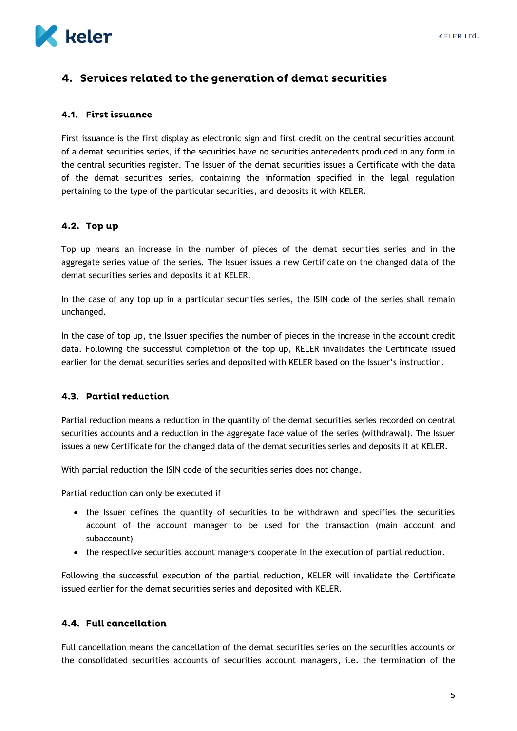## 4. Services related to the generation of demat securities

### 4.1. First issuance

First issuance is the first display as electronic sign and first credit on the central securities account of a demat securities series, if the securities have no securities antecedents produced in any form in the central securities register. The Issuer of the demat securities issues a Certificate with the data of the demat securities series, containing the information specified in the legal regulation pertaining to the type of the particular securities, and deposits it with KELER.

### 4.2. Top up

Top up means an increase in the number of pieces of the demat securities series and in the aggregate series value of the series. The Issuer issues a new Certificate on the changed data of the demat securities series and deposits it at KELER.

In the case of any top up in a particular securities series, the ISIN code of the series shall remain unchanged.

In the case of top up, the Issuer specifies the number of pieces in the increase in the account credit data. Following the successful completion of the top up, KELER invalidates the Certificate issued earlier for the demat securities series and deposited with KELER based on the Issuer's instruction.

### 4.3. Partial reduction

Partial reduction means a reduction in the quantity of the demat securities series recorded on central securities accounts and a reduction in the aggregate face value of the series (withdrawal). The Issuer issues a new Certificate for the changed data of the demat securities series and deposits it at KELER.

With partial reduction the ISIN code of the securities series does not change.

Partial reduction can only be executed if

- the Issuer defines the quantity of securities to be withdrawn and specifies the securities account of the account manager to be used for the transaction (main account and subaccount)
- the respective securities account managers cooperate in the execution of partial reduction.

Following the successful execution of the partial reduction, KELER will invalidate the Certificate issued earlier for the demat securities series and deposited with KELER.

### 4.4. Full cancellation

Full cancellation means the cancellation of the demat securities series on the securities accounts or the consolidated securities accounts of securities account managers, i.e. the termination of the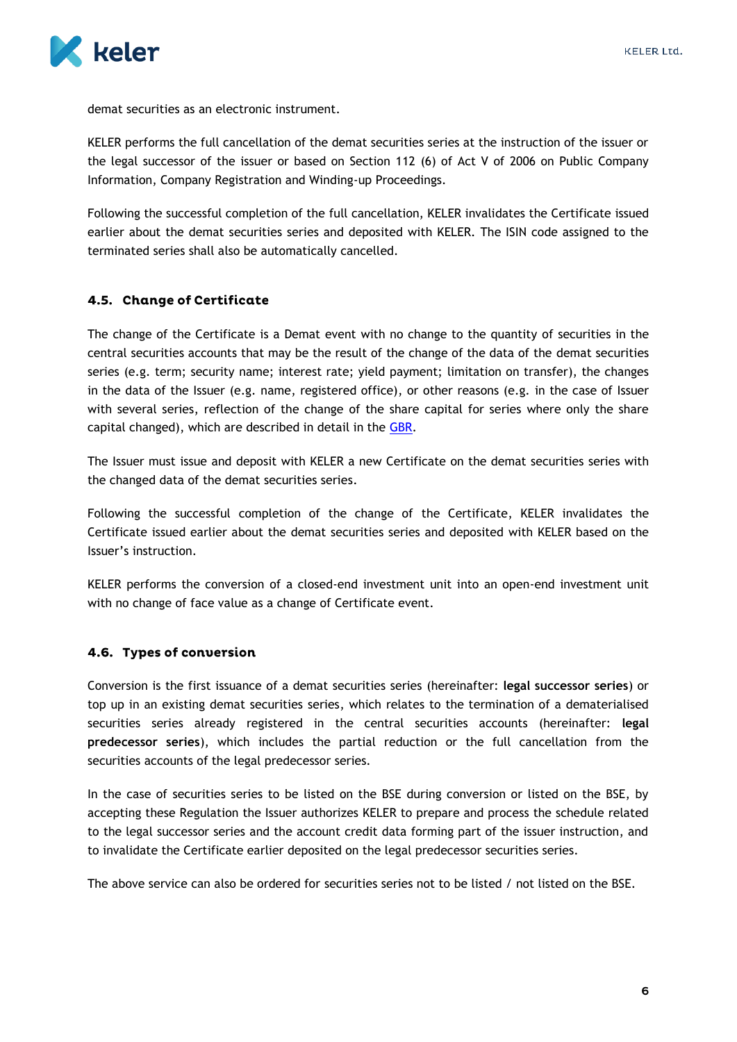demat securities as an electronic instrument.

KELER performs the full cancellation of the demat securities series at the instruction of the issuer or the legal successor of the issuer or based on Section 112 (6) of Act V of 2006 on Public Company Information, Company Registration and Winding-up Proceedings.

Following the successful completion of the full cancellation, KELER invalidates the Certificate issued earlier about the demat securities series and deposited with KELER. The ISIN code assigned to the terminated series shall also be automatically cancelled.

### 4.5. Change of Certificate

The change of the Certificate is a Demat event with no change to the quantity of securities in the central securities accounts that may be the result of the change of the data of the demat securities series (e.g. term; security name; interest rate; yield payment; limitation on transfer), the changes in the data of the Issuer (e.g. name, registered office), or other reasons (e.g. in the case of Issuer with several series, reflection of the change of the share capital for series where only the share capital changed), which are described in detail in the GBR.

The Issuer must issue and deposit with KELER a new Certificate on the demat securities series with the changed data of the demat securities series.

Following the successful completion of the change of the Certificate, KELER invalidates the Certificate issued earlier about the demat securities series and deposited with KELER based on the Issuer's instruction.

KELER performs the conversion of a closed-end investment unit into an open-end investment unit with no change of face value as a change of Certificate event.

### 4.6. Types of conversion

Conversion is the first issuance of a demat securities series (hereinafter: **legal successor series**) or top up in an existing demat securities series, which relates to the termination of a dematerialised securities series already registered in the central securities accounts (hereinafter: **legal predecessor series**), which includes the partial reduction or the full cancellation from the securities accounts of the legal predecessor series.

In the case of securities series to be listed on the BSE during conversion or listed on the BSE, by accepting these Regulation the Issuer authorizes KELER to prepare and process the schedule related to the legal successor series and the account credit data forming part of the issuer instruction, and to invalidate the Certificate earlier deposited on the legal predecessor securities series.

The above service can also be ordered for securities series not to be listed / not listed on the BSE.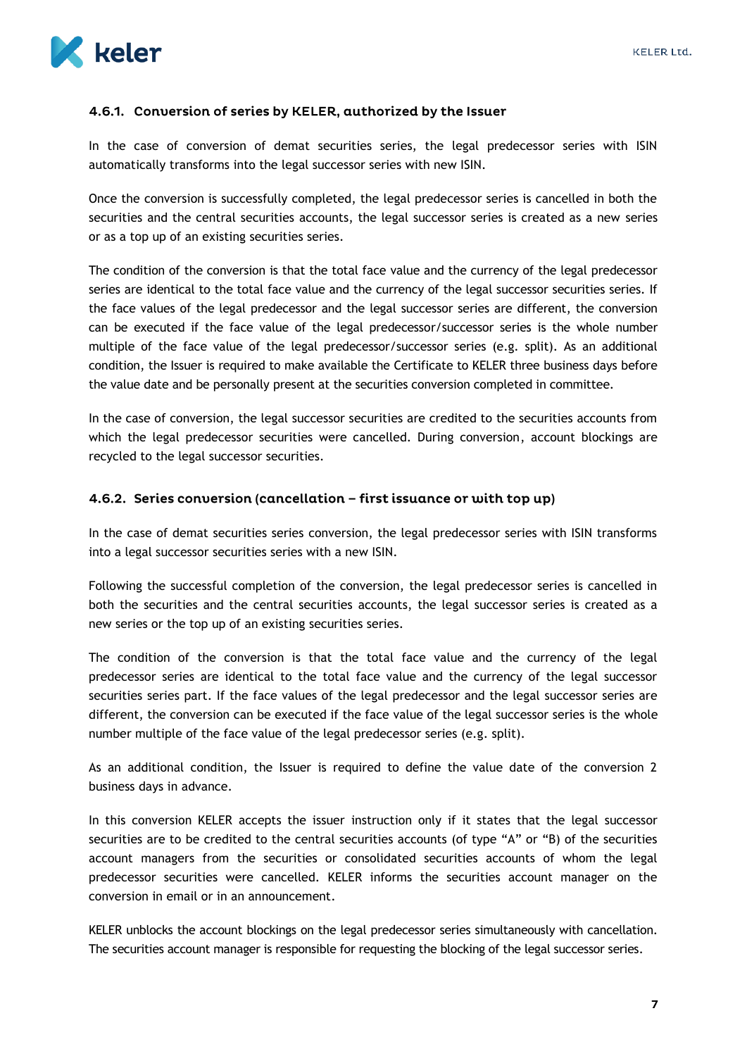#### 4.6.1. Conversion of series by KELER, authorized by the Issuer

In the case of conversion of demat securities series, the legal predecessor series with ISIN automatically transforms into the legal successor series with new ISIN.

Once the conversion is successfully completed, the legal predecessor series is cancelled in both the securities and the central securities accounts, the legal successor series is created as a new series or as a top up of an existing securities series.

The condition of the conversion is that the total face value and the currency of the legal predecessor series are identical to the total face value and the currency of the legal successor securities series. If the face values of the legal predecessor and the legal successor series are different, the conversion can be executed if the face value of the legal predecessor/successor series is the whole number multiple of the face value of the legal predecessor/successor series (e.g. split). As an additional condition, the Issuer is required to make available the Certificate to KELER three business days before the value date and be personally present at the securities conversion completed in committee.

In the case of conversion, the legal successor securities are credited to the securities accounts from which the legal predecessor securities were cancelled. During conversion, account blockings are recycled to the legal successor securities.

#### 4.6.2. Series conversion (cancellation – first issuance or with top up)

In the case of demat securities series conversion, the legal predecessor series with ISIN transforms into a legal successor securities series with a new ISIN.

Following the successful completion of the conversion, the legal predecessor series is cancelled in both the securities and the central securities accounts, the legal successor series is created as a new series or the top up of an existing securities series.

The condition of the conversion is that the total face value and the currency of the legal predecessor series are identical to the total face value and the currency of the legal successor securities series part. If the face values of the legal predecessor and the legal successor series are different, the conversion can be executed if the face value of the legal successor series is the whole number multiple of the face value of the legal predecessor series (e.g. split).

As an additional condition, the Issuer is required to define the value date of the conversion 2 business days in advance.

In this conversion KELER accepts the issuer instruction only if it states that the legal successor securities are to be credited to the central securities accounts (of type "A" or "B) of the securities account managers from the securities or consolidated securities accounts of whom the legal predecessor securities were cancelled. KELER informs the securities account manager on the conversion in email or in an announcement.

KELER unblocks the account blockings on the legal predecessor series simultaneously with cancellation. The securities account manager is responsible for requesting the blocking of the legal successor series.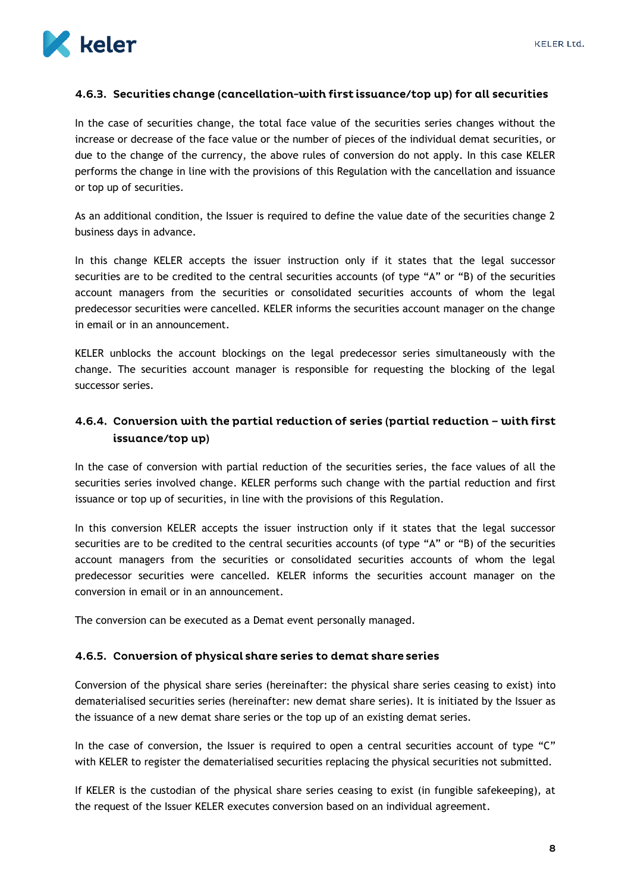#### 4.6.3. Securities change (cancellation-with first issuance/top up) for all securities

In the case of securities change, the total face value of the securities series changes without the increase or decrease of the face value or the number of pieces of the individual demat securities, or due to the change of the currency, the above rules of conversion do not apply. In this case KELER performs the change in line with the provisions of this Regulation with the cancellation and issuance or top up of securities.

As an additional condition, the Issuer is required to define the value date of the securities change 2 business days in advance.

In this change KELER accepts the issuer instruction only if it states that the legal successor securities are to be credited to the central securities accounts (of type "A" or "B) of the securities account managers from the securities or consolidated securities accounts of whom the legal predecessor securities were cancelled. KELER informs the securities account manager on the change in email or in an announcement.

KELER unblocks the account blockings on the legal predecessor series simultaneously with the change. The securities account manager is responsible for requesting the blocking of the legal successor series.

#### 4.6.4. Conversion with the partial reduction of series (partial reduction – with first issuance/top up)

In the case of conversion with partial reduction of the securities series, the face values of all the securities series involved change. KELER performs such change with the partial reduction and first issuance or top up of securities, in line with the provisions of this Regulation.

In this conversion KELER accepts the issuer instruction only if it states that the legal successor securities are to be credited to the central securities accounts (of type "A" or "B) of the securities account managers from the securities or consolidated securities accounts of whom the legal predecessor securities were cancelled. KELER informs the securities account manager on the conversion in email or in an announcement.

The conversion can be executed as a Demat event personally managed.

#### 4.6.5. Conversion of physical share series to demat share series

Conversion of the physical share series (hereinafter: the physical share series ceasing to exist) into dematerialised securities series (hereinafter: new demat share series). It is initiated by the Issuer as the issuance of a new demat share series or the top up of an existing demat series.

In the case of conversion, the Issuer is required to open a central securities account of type "C" with KELER to register the dematerialised securities replacing the physical securities not submitted.

If KELER is the custodian of the physical share series ceasing to exist (in fungible safekeeping), at the request of the Issuer KELER executes conversion based on an individual agreement.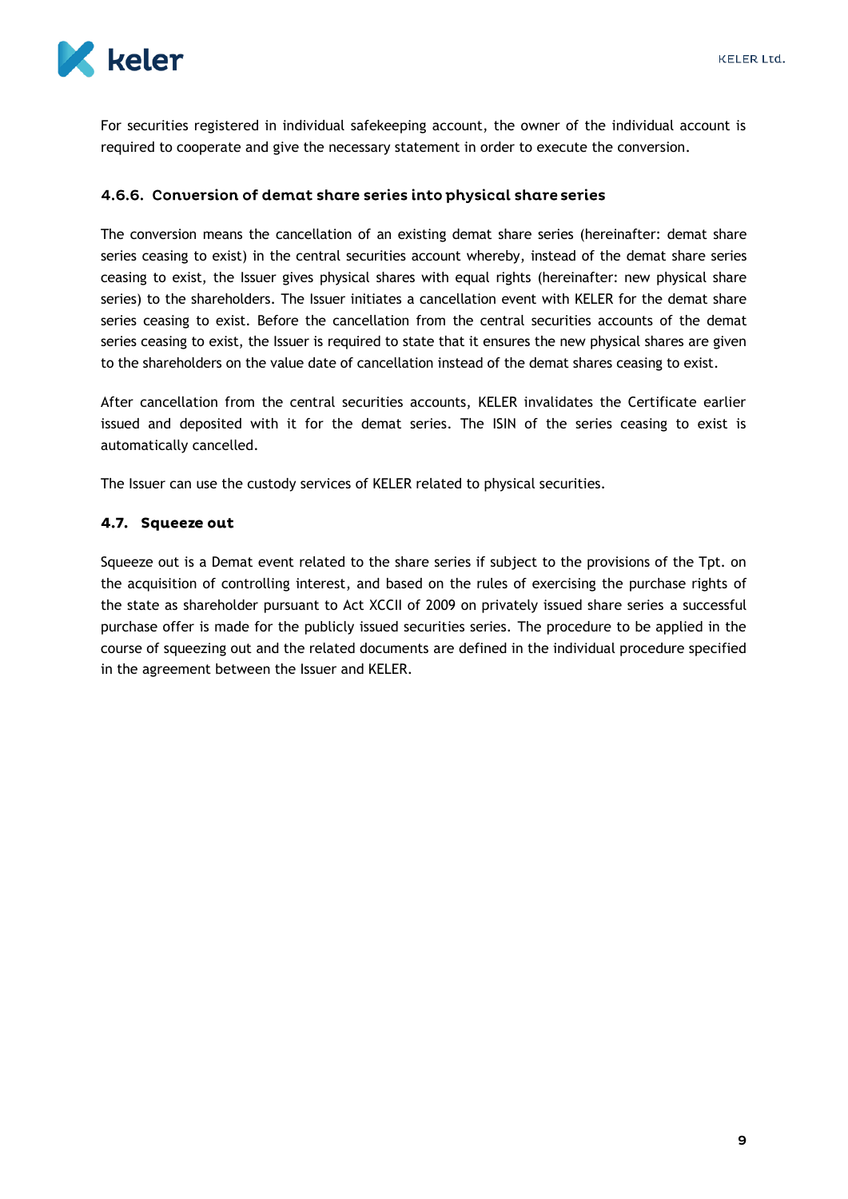For securities registered in individual safekeeping account, the owner of the individual account is required to cooperate and give the necessary statement in order to execute the conversion.

#### 4.6.6. Conversion of demat share series into physical share series

The conversion means the cancellation of an existing demat share series (hereinafter: demat share series ceasing to exist) in the central securities account whereby, instead of the demat share series ceasing to exist, the Issuer gives physical shares with equal rights (hereinafter: new physical share series) to the shareholders. The Issuer initiates a cancellation event with KELER for the demat share series ceasing to exist. Before the cancellation from the central securities accounts of the demat series ceasing to exist, the Issuer is required to state that it ensures the new physical shares are given to the shareholders on the value date of cancellation instead of the demat shares ceasing to exist.

After cancellation from the central securities accounts, KELER invalidates the Certificate earlier issued and deposited with it for the demat series. The ISIN of the series ceasing to exist is automatically cancelled.

The Issuer can use the custody services of KELER related to physical securities.

### 4.7. Squeeze out

Squeeze out is a Demat event related to the share series if subject to the provisions of the Tpt. on the acquisition of controlling interest, and based on the rules of exercising the purchase rights of the state as shareholder pursuant to Act XCCII of 2009 on privately issued share series a successful purchase offer is made for the publicly issued securities series. The procedure to be applied in the course of squeezing out and the related documents are defined in the individual procedure specified in the agreement between the Issuer and KELER.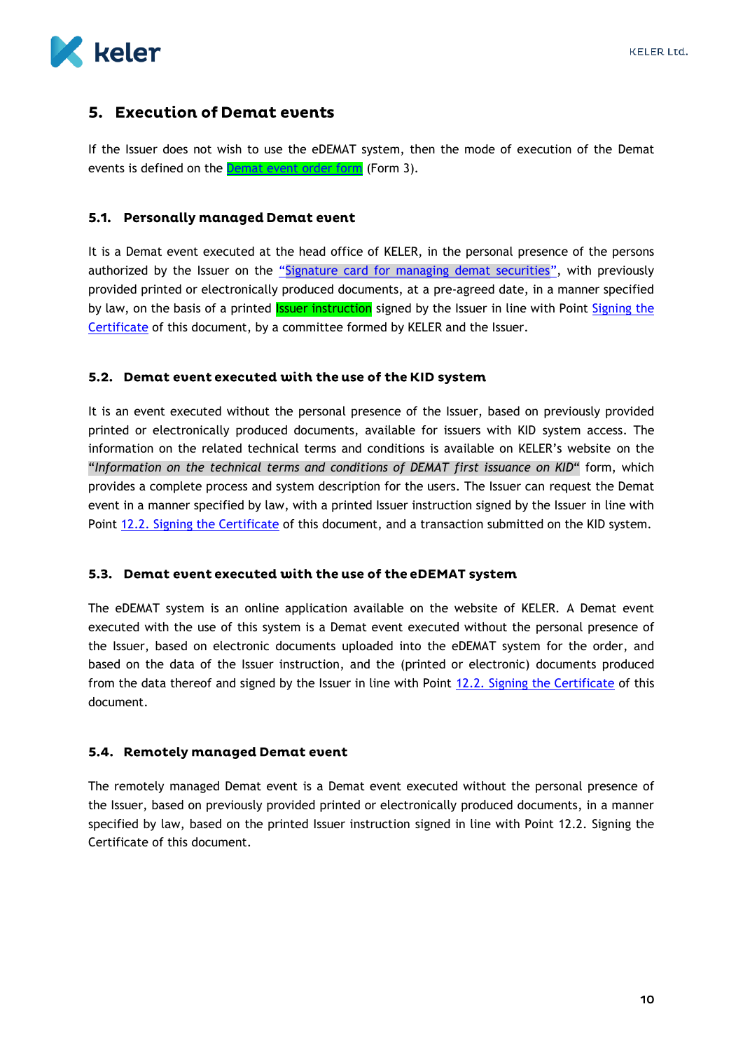## 5. Execution of Demat events

If the Issuer does not wish to use the eDEMAT system, then the mode of execution of the Demat events is defined on the Demat event order form (Form 3).

### 5.1. Personally managed Demat event

It is a Demat event executed at the head office of KELER, in the personal presence of the persons authorized by the Issuer on the "Signature card for managing demat securities", with previously provided printed or electronically produced documents, at a pre-agreed date, in a manner specified by law, on the basis of a printed Issuer instruction signed by the Issuer in line with Point Signing the Certificate of this document, by a committee formed by KELER and the Issuer.

### 5.2. Demat event executed with the use of the KID system

It is an event executed without the personal presence of the Issuer, based on previously provided printed or electronically produced documents, available for issuers with KID system access. The information on the related technical terms and conditions is available on KELER's website on the "*Information on the technical terms and conditions of DEMAT first issuance on KID*" form, which provides a complete process and system description for the users. The Issuer can request the Demat event in a manner specified by law, with a printed Issuer instruction signed by the Issuer in line with Point 12.2. Signing the Certificate of this document, and a transaction submitted on the KID system.

### 5.3. Demat event executed with the use of the eDEMAT system

The eDEMAT system is an online application available on the website of KELER. A Demat event executed with the use of this system is a Demat event executed without the personal presence of the Issuer, based on electronic documents uploaded into the eDEMAT system for the order, and based on the data of the Issuer instruction, and the (printed or electronic) documents produced from the data thereof and signed by the Issuer in line with Point 12.2. Signing the Certificate of this document.

### 5.4. Remotely managed Demat event

The remotely managed Demat event is a Demat event executed without the personal presence of the Issuer, based on previously provided printed or electronically produced documents, in a manner specified by law, based on the printed Issuer instruction signed in line with Point 12.2. Signing the Certificate of this document.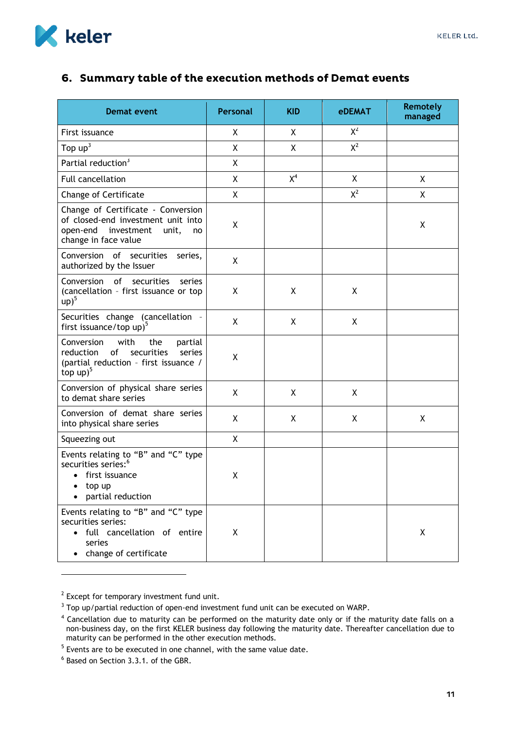## 6. Summary table of the execution methods of Demat events

| Demat event | Personal | KID | eDEMAT | Remotely managed |
|---|---|---|---|---|
| First issuance | X | X | X[2] | |
| Top up[3] | X | X | X[2] | |
| Partial reduction[3] | X | | | |
| Full cancellation | X | X[4] | X | X |
| Change of Certificate | X | | X[2] | X |
| Change of Certificate - Conversion of closed-end investment unit into open-end investment unit, no change in face value | X | | | X |
| Conversion of securities series, authorized by the Issuer | X | | | |
| Conversion of securities series (cancellation - first issuance or top up)[5] | X | X | X | |
| Securities change (cancellation - first issuance/top up)[5] | X | X | X | |
| Conversion with the partial reduction of securities series (partial reduction - first issuance / top up)[5] | X | | | |
| Conversion of physical share series to demat share series | X | X | X | |
| Conversion of demat share series into physical share series | X | X | X | X |
| Squeezing out | X | | | |
| Events relating to "B" and "C" type securities series:[6] <br>• first issuance <br>• top up <br>• partial reduction | X | | | |
| Events relating to "B" and "C" type securities series: <br>• full cancellation of entire series <br>• change of certificate | X | | | X |

---

[2] Except for temporary investment fund unit.

[3] Top up/partial reduction of open-end investment fund unit can be executed on WARP.

[4] Cancellation due to maturity can be performed on the maturity date only or if the maturity date falls on a non-business day, on the first KELER business day following the maturity date. Thereafter cancellation due to maturity can be performed in the other execution methods.

[5] Events are to be executed in one channel, with the same value date.

[6] Based on Section 3.3.1. of the GBR.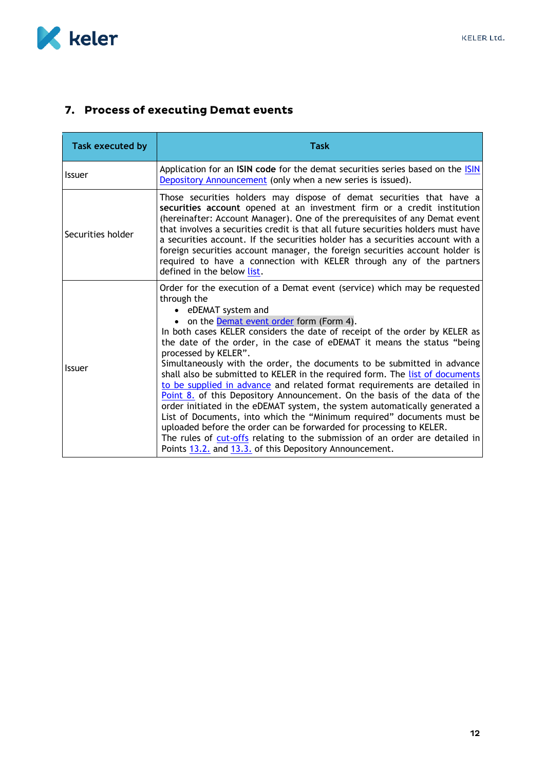## 7. Process of executing Demat events

| Task executed by | Task |
| --- | --- |
| Issuer | Application for an **ISIN code** for the demat securities series based on the ISIN Depository Announcement (only when a new series is issued). |
| Securities holder | Those securities holders may dispose of demat securities that have a **securities account** opened at an investment firm or a credit institution (hereinafter: Account Manager). One of the prerequisites of any Demat event that involves a securities credit is that all future securities holders must have a securities account. If the securities holder has a securities account with a foreign securities account manager, the foreign securities account holder is required to have a connection with KELER through any of the partners defined in the below list. |
| Issuer | Order for the execution of a Demat event (service) which may be requested through the<br>• eDEMAT system and<br>• on the Demat event order form (Form 4).<br>In both cases KELER considers the date of receipt of the order by KELER as the date of the order, in the case of eDEMAT it means the status "being processed by KELER".<br>Simultaneously with the order, the documents to be submitted in advance shall also be submitted to KELER in the required form. The list of documents to be supplied in advance and related format requirements are detailed in Point 8. of this Depository Announcement. On the basis of the data of the order initiated in the eDEMAT system, the system automatically generated a List of Documents, into which the "Minimum required" documents must be uploaded before the order can be forwarded for processing to KELER.<br>The rules of cut-offs relating to the submission of an order are detailed in Points 13.2. and 13.3. of this Depository Announcement. |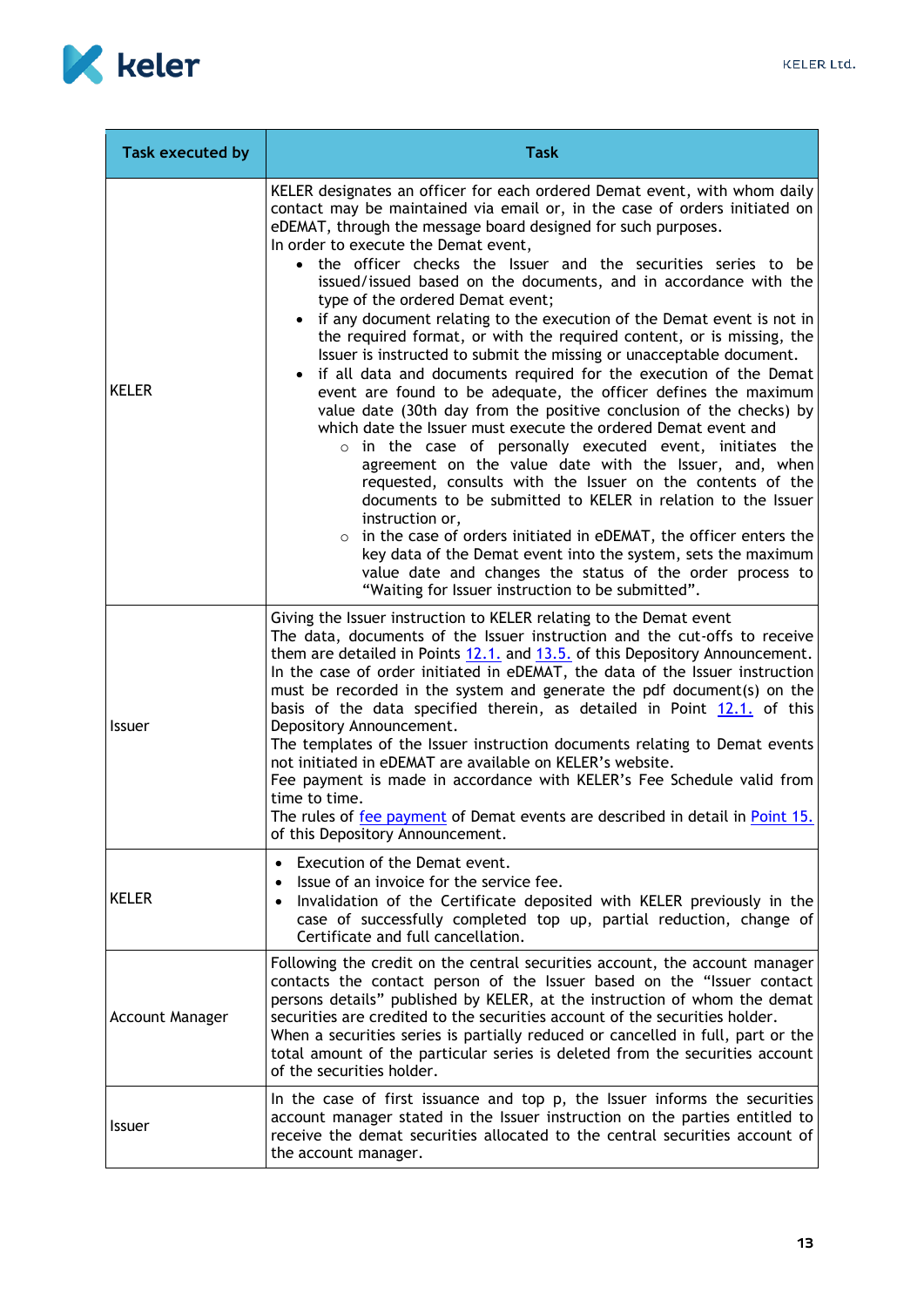| Task executed by | Task |
|---|---|
| KELER | KELER designates an officer for each ordered Demat event, with whom daily contact may be maintained via email or, in the case of orders initiated on eDEMAT, through the message board designed for such purposes.<br>In order to execute the Demat event,<br>• the officer checks the Issuer and the securities series to be issued/issued based on the documents, and in accordance with the type of the ordered Demat event;<br>• if any document relating to the execution of the Demat event is not in the required format, or with the required content, or is missing, the Issuer is instructed to submit the missing or unacceptable document.<br>• if all data and documents required for the execution of the Demat event are found to be adequate, the officer defines the maximum value date (30th day from the positive conclusion of the checks) by which date the Issuer must execute the ordered Demat event and<br>&nbsp;&nbsp;&nbsp;&nbsp;○ in the case of personally executed event, initiates the agreement on the value date with the Issuer, and, when requested, consults with the Issuer on the contents of the documents to be submitted to KELER in relation to the Issuer instruction or,<br>&nbsp;&nbsp;&nbsp;&nbsp;○ in the case of orders initiated in eDEMAT, the officer enters the key data of the Demat event into the system, sets the maximum value date and changes the status of the order process to "Waiting for Issuer instruction to be submitted". |
| Issuer | Giving the Issuer instruction to KELER relating to the Demat event<br>The data, documents of the Issuer instruction and the cut-offs to receive them are detailed in Points 12.1. and 13.5. of this Depository Announcement.<br>In the case of order initiated in eDEMAT, the data of the Issuer instruction must be recorded in the system and generate the pdf document(s) on the basis of the data specified therein, as detailed in Point 12.1. of this Depository Announcement.<br>The templates of the Issuer instruction documents relating to Demat events not initiated in eDEMAT are available on KELER's website.<br>Fee payment is made in accordance with KELER's Fee Schedule valid from time to time.<br>The rules of fee payment of Demat events are described in detail in Point 15. of this Depository Announcement. |
| KELER | • Execution of the Demat event.<br>• Issue of an invoice for the service fee.<br>• Invalidation of the Certificate deposited with KELER previously in the case of successfully completed top up, partial reduction, change of Certificate and full cancellation. |
| Account Manager | Following the credit on the central securities account, the account manager contacts the contact person of the Issuer based on the "Issuer contact persons details" published by KELER, at the instruction of whom the demat securities are credited to the securities account of the securities holder.<br>When a securities series is partially reduced or cancelled in full, part or the total amount of the particular series is deleted from the securities account of the securities holder. |
| Issuer | In the case of first issuance and top p, the Issuer informs the securities account manager stated in the Issuer instruction on the parties entitled to receive the demat securities allocated to the central securities account of the account manager. |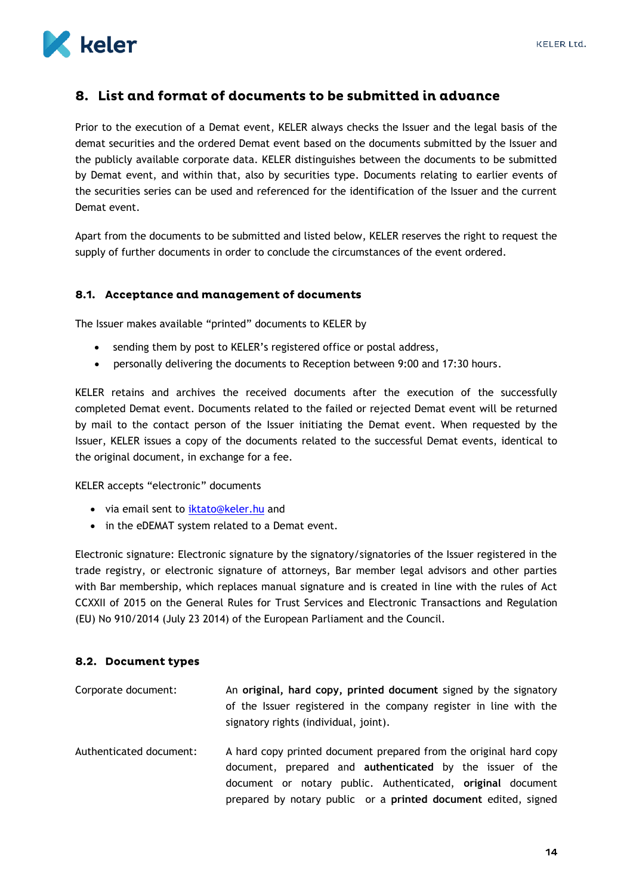## 8. List and format of documents to be submitted in advance

Prior to the execution of a Demat event, KELER always checks the Issuer and the legal basis of the demat securities and the ordered Demat event based on the documents submitted by the Issuer and the publicly available corporate data. KELER distinguishes between the documents to be submitted by Demat event, and within that, also by securities type. Documents relating to earlier events of the securities series can be used and referenced for the identification of the Issuer and the current Demat event.

Apart from the documents to be submitted and listed below, KELER reserves the right to request the supply of further documents in order to conclude the circumstances of the event ordered.

### 8.1. Acceptance and management of documents

The Issuer makes available "printed" documents to KELER by

- sending them by post to KELER's registered office or postal address,
- personally delivering the documents to Reception between 9:00 and 17:30 hours.

KELER retains and archives the received documents after the execution of the successfully completed Demat event. Documents related to the failed or rejected Demat event will be returned by mail to the contact person of the Issuer initiating the Demat event. When requested by the Issuer, KELER issues a copy of the documents related to the successful Demat events, identical to the original document, in exchange for a fee.

KELER accepts "electronic" documents

- via email sent to iktato@keler.hu and
- in the eDEMAT system related to a Demat event.

Electronic signature: Electronic signature by the signatory/signatories of the Issuer registered in the trade registry, or electronic signature of attorneys, Bar member legal advisors and other parties with Bar membership, which replaces manual signature and is created in line with the rules of Act CCXXII of 2015 on the General Rules for Trust Services and Electronic Transactions and Regulation (EU) No 910/2014 (July 23 2014) of the European Parliament and the Council.

### 8.2. Document types

Corporate document: An **original, hard copy, printed document** signed by the signatory of the Issuer registered in the company register in line with the signatory rights (individual, joint).

Authenticated document: A hard copy printed document prepared from the original hard copy document, prepared and **authenticated** by the issuer of the document or notary public. Authenticated, **original** document prepared by notary public or a **printed document** edited, signed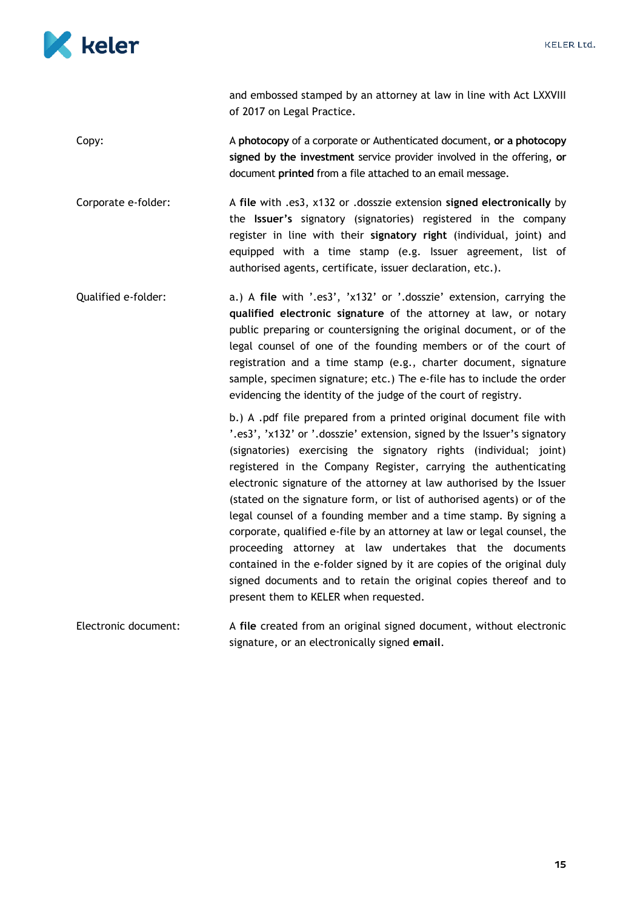and embossed stamped by an attorney at law in line with Act LXXVIII of 2017 on Legal Practice.

| | |
|---|---|
| Copy: | A **photocopy** of a corporate or Authenticated document, **or a photocopy signed by the investment** service provider involved in the offering, **or** document **printed** from a file attached to an email message. |
| Corporate e-folder: | A **file** with .es3, x132 or .dosszie extension **signed electronically** by the **Issuer's** signatory (signatories) registered in the company register in line with their **signatory right** (individual, joint) and equipped with a time stamp (e.g. Issuer agreement, list of authorised agents, certificate, issuer declaration, etc.). |
| Qualified e-folder: | a.) A **file** with '.es3', 'x132' or '.dosszie' extension, carrying the **qualified electronic signature** of the attorney at law, or notary public preparing or countersigning the original document, or of the legal counsel of one of the founding members or of the court of registration and a time stamp (e.g., charter document, signature sample, specimen signature; etc.) The e-file has to include the order evidencing the identity of the judge of the court of registry.<br><br>b.) A .pdf file prepared from a printed original document file with '.es3', 'x132' or '.dosszie' extension, signed by the Issuer's signatory (signatories) exercising the signatory rights (individual; joint) registered in the Company Register, carrying the authenticating electronic signature of the attorney at law authorised by the Issuer (stated on the signature form, or list of authorised agents) or of the legal counsel of a founding member and a time stamp. By signing a corporate, qualified e-file by an attorney at law or legal counsel, the proceeding attorney at law undertakes that the documents contained in the e-folder signed by it are copies of the original duly signed documents and to retain the original copies thereof and to present them to KELER when requested. |
| Electronic document: | A **file** created from an original signed document, without electronic signature, or an electronically signed **email**. |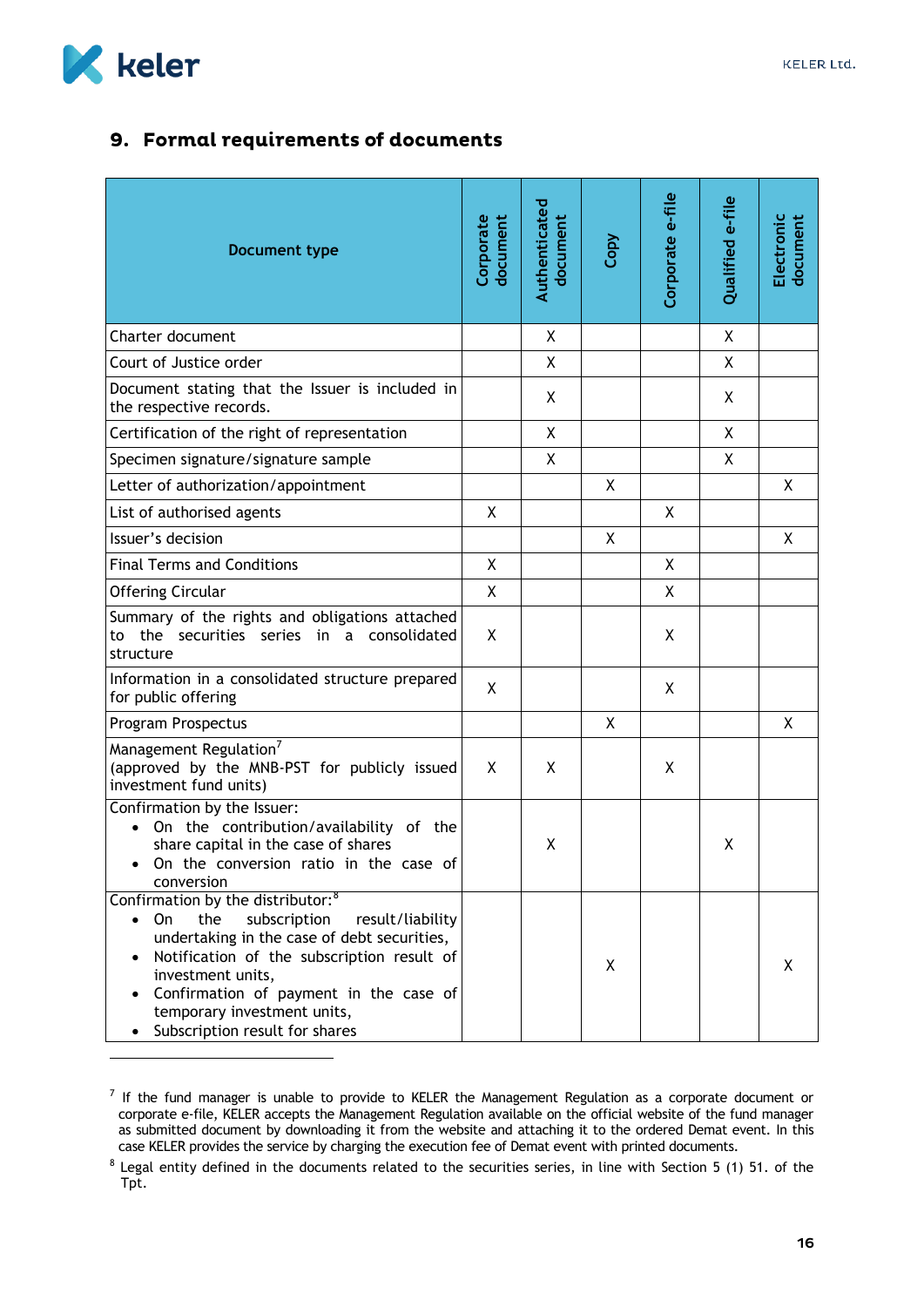## 9. Formal requirements of documents

| Document type | Corporate document | Authenticated document | Copy | Corporate e-file | Qualified e-file | Electronic document |
|---|---|---|---|---|---|---|
| Charter document | | X | | | X | |
| Court of Justice order | | X | | | X | |
| Document stating that the Issuer is included in the respective records. | | X | | | X | |
| Certification of the right of representation | | X | | | X | |
| Specimen signature/signature sample | | X | | | X | |
| Letter of authorization/appointment | | | X | | | X |
| List of authorised agents | X | | | X | | |
| Issuer's decision | | | X | | | X |
| Final Terms and Conditions | X | | | X | | |
| Offering Circular | X | | | X | | |
| Summary of the rights and obligations attached to the securities series in a consolidated structure | X | | | X | | |
| Information in a consolidated structure prepared for public offering | X | | | X | | |
| Program Prospectus | | | X | | | X |
| Management Regulation[7] (approved by the MNB-PST for publicly issued investment fund units) | X | X | | X | | |
| Confirmation by the Issuer: <br>• On the contribution/availability of the share capital in the case of shares <br>• On the conversion ratio in the case of conversion | | X | | | X | |
| Confirmation by the distributor:[8] <br>• On the subscription result/liability undertaking in the case of debt securities, <br>• Notification of the subscription result of investment units, <br>• Confirmation of payment in the case of temporary investment units, <br>• Subscription result for shares | | | X | | | X |

[7] If the fund manager is unable to provide to KELER the Management Regulation as a corporate document or corporate e-file, KELER accepts the Management Regulation available on the official website of the fund manager as submitted document by downloading it from the website and attaching it to the ordered Demat event. In this case KELER provides the service by charging the execution fee of Demat event with printed documents.

[8] Legal entity defined in the documents related to the securities series, in line with Section 5 (1) 51. of the Tpt.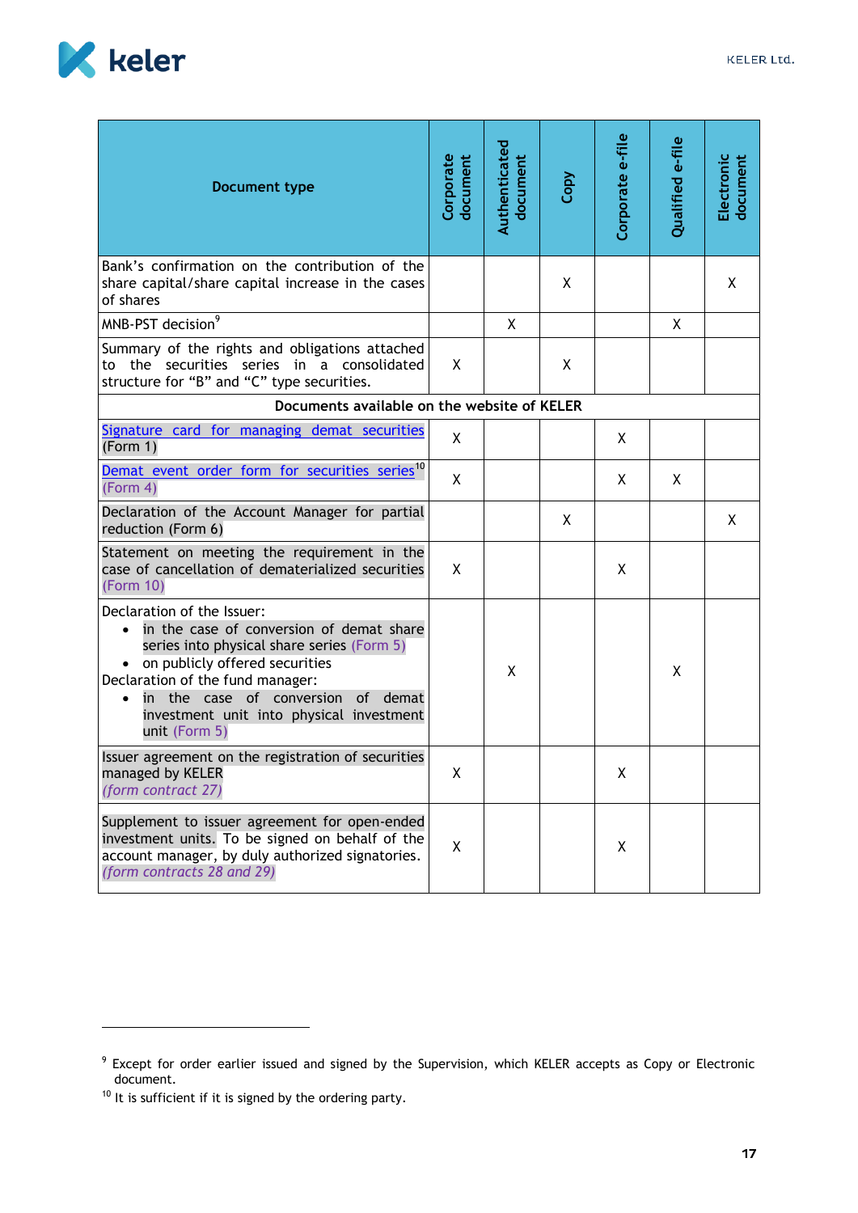| Document type | Corporate document | Authenticated document | Copy | Corporate e-file | Qualified e-file | Electronic document |
|---|---|---|---|---|---|---|
| Bank's confirmation on the contribution of the share capital/share capital increase in the cases of shares | | | X | | | X |
| MNB-PST decision[9] | | X | | | X | |
| Summary of the rights and obligations attached to the securities series in a consolidated structure for "B" and "C" type securities. | X | | X | | | |
| **Documents available on the website of KELER** | | | | | | |
| Signature card for managing demat securities (Form 1) | X | | | X | | |
| Demat event order form for securities series[10] (Form 4) | X | | | X | X | |
| Declaration of the Account Manager for partial reduction (Form 6) | | | X | | | X |
| Statement on meeting the requirement in the case of cancellation of dematerialized securities (Form 10) | X | | | X | | |
| Declaration of the Issuer: <br>• in the case of conversion of demat share series into physical share series (Form 5) <br>• on publicly offered securities <br>Declaration of the fund manager: <br>• in the case of conversion of demat investment unit into physical investment unit (Form 5) | | X | | | X | |
| Issuer agreement on the registration of securities managed by KELER *(form contract 27)* | X | | | X | | |
| Supplement to issuer agreement for open-ended investment units. To be signed on behalf of the account manager, by duly authorized signatories. *(form contracts 28 and 29)* | X | | | X | | |

[9] Except for order earlier issued and signed by the Supervision, which KELER accepts as Copy or Electronic document.

[10] It is sufficient if it is signed by the ordering party.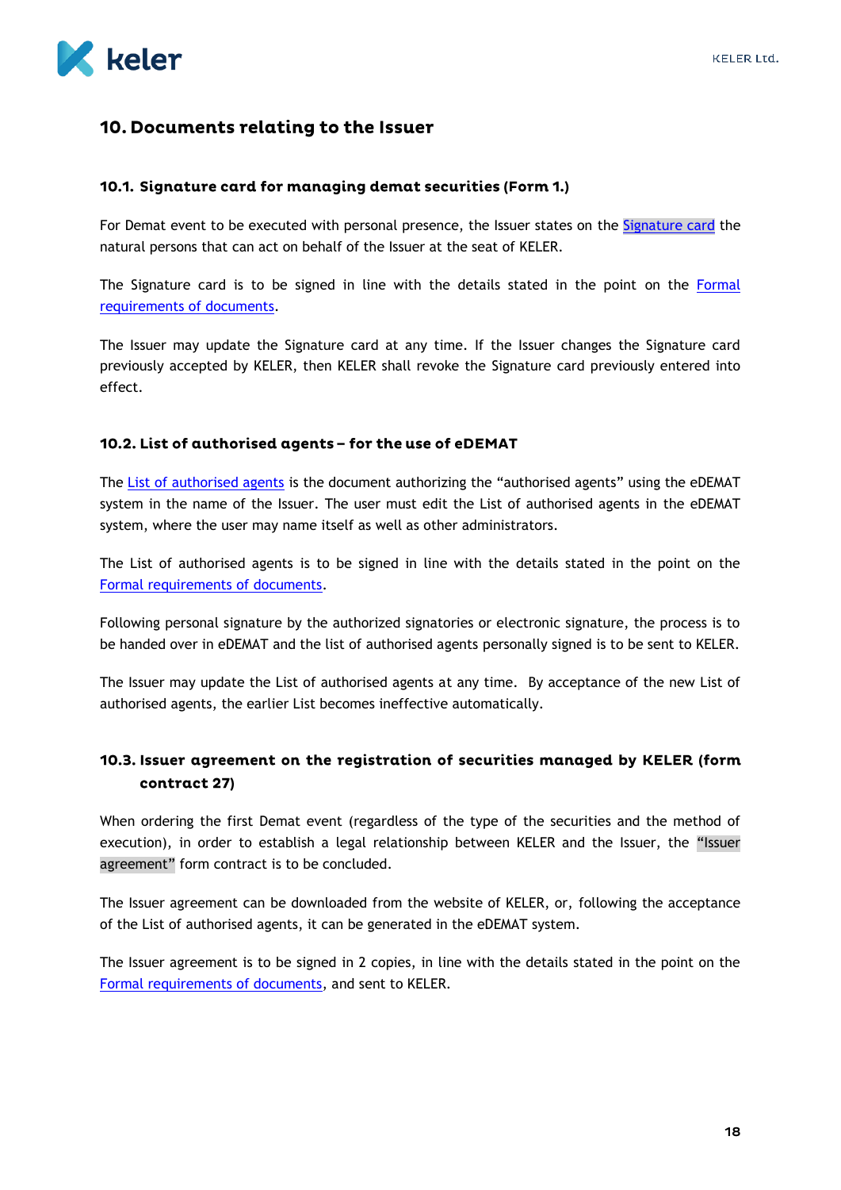## 10. Documents relating to the Issuer

### 10.1. Signature card for managing demat securities (Form 1.)

For Demat event to be executed with personal presence, the Issuer states on the Signature card the natural persons that can act on behalf of the Issuer at the seat of KELER.

The Signature card is to be signed in line with the details stated in the point on the Formal requirements of documents.

The Issuer may update the Signature card at any time. If the Issuer changes the Signature card previously accepted by KELER, then KELER shall revoke the Signature card previously entered into effect.

### 10.2. List of authorised agents – for the use of eDEMAT

The List of authorised agents is the document authorizing the "authorised agents" using the eDEMAT system in the name of the Issuer. The user must edit the List of authorised agents in the eDEMAT system, where the user may name itself as well as other administrators.

The List of authorised agents is to be signed in line with the details stated in the point on the Formal requirements of documents.

Following personal signature by the authorized signatories or electronic signature, the process is to be handed over in eDEMAT and the list of authorised agents personally signed is to be sent to KELER.

The Issuer may update the List of authorised agents at any time. By acceptance of the new List of authorised agents, the earlier List becomes ineffective automatically.

### 10.3. Issuer agreement on the registration of securities managed by KELER (form contract 27)

When ordering the first Demat event (regardless of the type of the securities and the method of execution), in order to establish a legal relationship between KELER and the Issuer, the "Issuer agreement" form contract is to be concluded.

The Issuer agreement can be downloaded from the website of KELER, or, following the acceptance of the List of authorised agents, it can be generated in the eDEMAT system.

The Issuer agreement is to be signed in 2 copies, in line with the details stated in the point on the Formal requirements of documents, and sent to KELER.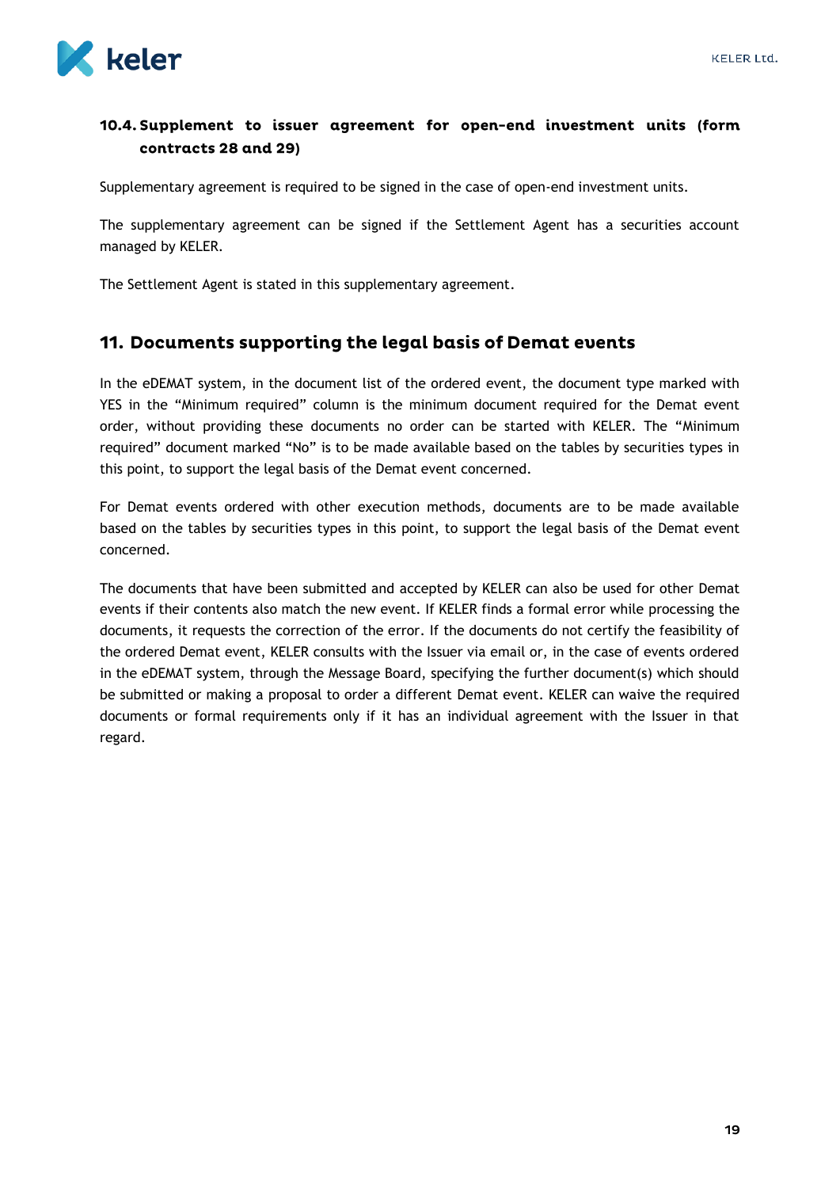### 10.4. Supplement to issuer agreement for open-end investment units (form contracts 28 and 29)

Supplementary agreement is required to be signed in the case of open-end investment units.

The supplementary agreement can be signed if the Settlement Agent has a securities account managed by KELER.

The Settlement Agent is stated in this supplementary agreement.

## 11. Documents supporting the legal basis of Demat events

In the eDEMAT system, in the document list of the ordered event, the document type marked with YES in the "Minimum required" column is the minimum document required for the Demat event order, without providing these documents no order can be started with KELER. The "Minimum required" document marked "No" is to be made available based on the tables by securities types in this point, to support the legal basis of the Demat event concerned.

For Demat events ordered with other execution methods, documents are to be made available based on the tables by securities types in this point, to support the legal basis of the Demat event concerned.

The documents that have been submitted and accepted by KELER can also be used for other Demat events if their contents also match the new event. If KELER finds a formal error while processing the documents, it requests the correction of the error. If the documents do not certify the feasibility of the ordered Demat event, KELER consults with the Issuer via email or, in the case of events ordered in the eDEMAT system, through the Message Board, specifying the further document(s) which should be submitted or making a proposal to order a different Demat event. KELER can waive the required documents or formal requirements only if it has an individual agreement with the Issuer in that regard.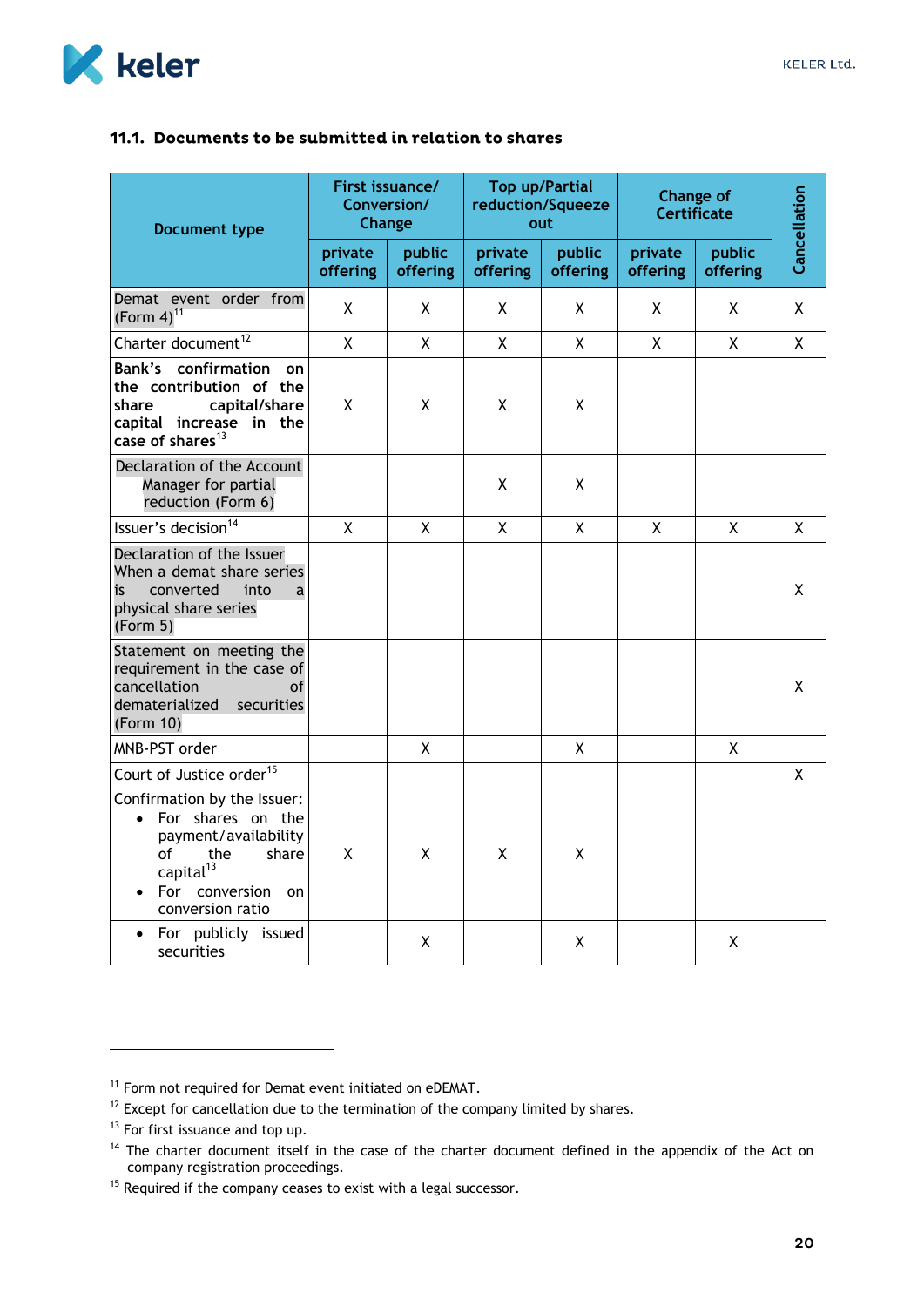### 11.1. Documents to be submitted in relation to shares

| Document type | First issuance/ Conversion/ Change | | Top up/Partial reduction/Squeeze out | | Change of Certificate | | Cancellation |
|---|---|---|---|---|---|---|---|
| | private offering | public offering | private offering | public offering | private offering | public offering | |
| Demat event order from (Form 4)[11] | X | X | X | X | X | X | X |
| Charter document[12] | X | X | X | X | X | X | X |
| **Bank's confirmation on the contribution of the share capital/share capital increase in the case of shares**[13] | X | X | X | X | | | |
| Declaration of the Account Manager for partial reduction (Form 6) | | | X | X | | | |
| Issuer's decision[14] | X | X | X | X | X | X | X |
| Declaration of the Issuer When a demat share series is converted into a physical share series (Form 5) | | | | | | | X |
| Statement on meeting the requirement in the case of cancellation of dematerialized securities (Form 10) | | | | | | | X |
| MNB-PST order | | X | | X | | X | |
| Court of Justice order[15] | | | | | | | X |
| Confirmation by the Issuer: <br>• For shares on the payment/availability of the share capital[13] <br>• For conversion on conversion ratio | X | X | X | X | | | |
| • For publicly issued securities | | X | | X | | X | |

[11] Form not required for Demat event initiated on eDEMAT.

[12] Except for cancellation due to the termination of the company limited by shares.

[13] For first issuance and top up.

[14] The charter document itself in the case of the charter document defined in the appendix of the Act on company registration proceedings.

[15] Required if the company ceases to exist with a legal successor.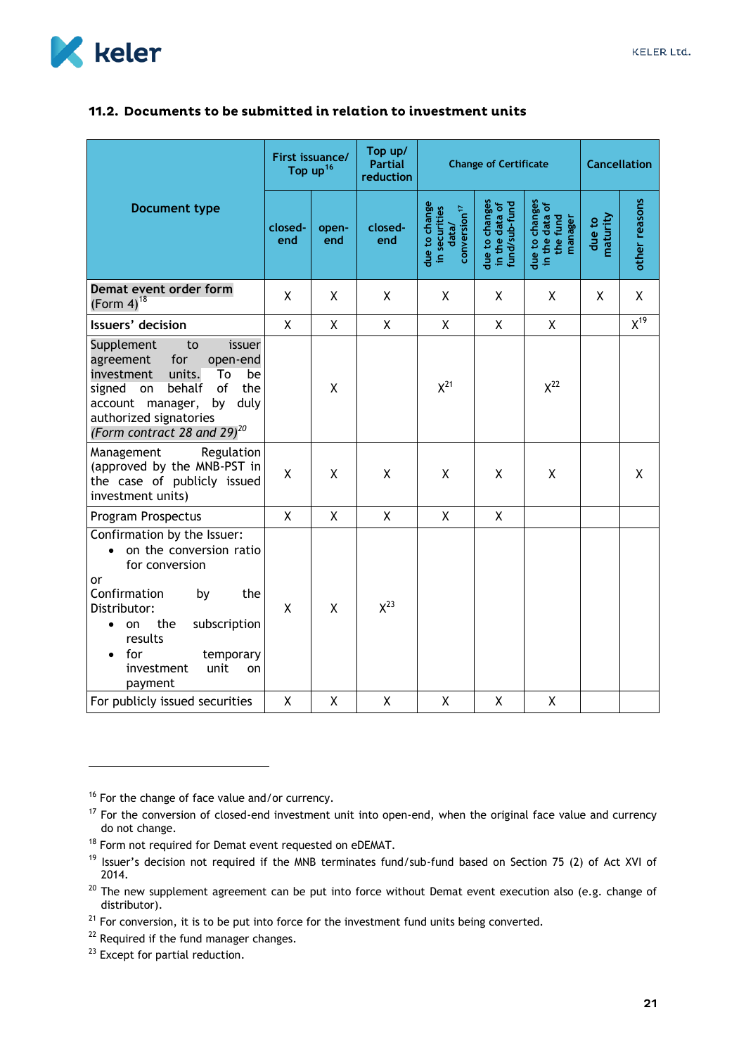### 11.2. Documents to be submitted in relation to investment units

| Document type | First issuance/ Top up[16] | | Top up/ Partial reduction | Change of Certificate | | | Cancellation | |
|---|---|---|---|---|---|---|---|---|
| | closed-end | open-end | closed-end | due to change in securities data/ conversion[17] | due to changes in the data of fund/sub-fund | due to changes in the data of the fund manager | due to maturity | other reasons |
| Demat event order form (Form 4)[18] | X | X | X | X | X | X | X | X |
| Issuers' decision | X | X | X | X | X | X | | X[19] |
| Supplement to issuer agreement for open-end investment units. To be signed on behalf of the account manager, by duly authorized signatories *(Form contract 28 and 29)*[20] | | X | | X[21] | | X[22] | | |
| Management Regulation (approved by the MNB-PST in the case of publicly issued investment units) | X | X | X | X | X | X | | X |
| Program Prospectus | X | X | X | X | X | | | |
| Confirmation by the Issuer: • on the conversion ratio for conversion or Confirmation by the Distributor: • on the subscription results • for temporary investment unit on payment | X | X | X[23] | | | | | |
| For publicly issued securities | X | X | X | X | X | X | | |

[16] For the change of face value and/or currency.

[17] For the conversion of closed-end investment unit into open-end, when the original face value and currency do not change.

[18] Form not required for Demat event requested on eDEMAT.

[19] Issuer's decision not required if the MNB terminates fund/sub-fund based on Section 75 (2) of Act XVI of 2014.

[20] The new supplement agreement can be put into force without Demat event execution also (e.g. change of distributor).

[21] For conversion, it is to be put into force for the investment fund units being converted.

[22] Required if the fund manager changes.

[23] Except for partial reduction.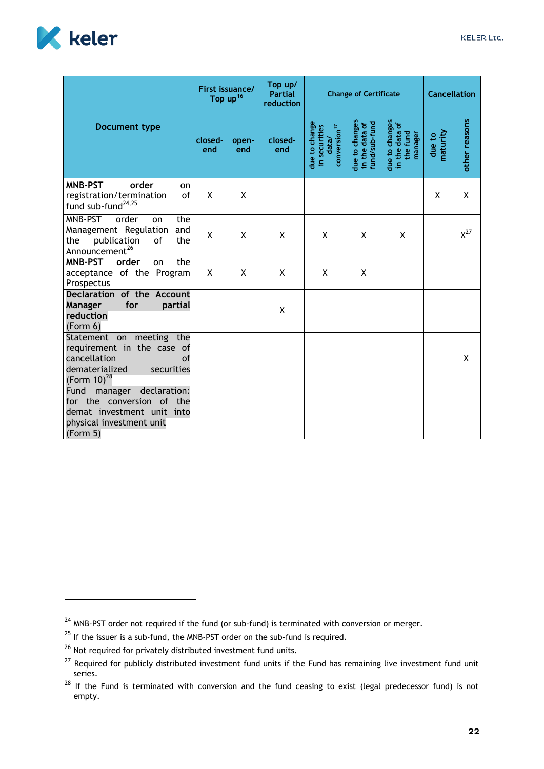| Document type | First issuance/ Top up[16] | | Top up/ Partial reduction | Change of Certificate | | | Cancellation | |
|---|---|---|---|---|---|---|---|---|
| | closed-end | open-end | closed-end | due to change in securities data/ conversion[17] | due to changes in the data of fund/sub-fund | due to changes in the data of the fund manager | due to maturity | other reasons |
| **MNB-PST order** on registration/termination of fund sub-fund[24,25] | X | X | | | | | X | X |
| MNB-PST order on the Management Regulation and the publication of the Announcement[26] | X | X | X | X | X | X | | X[27] |
| **MNB-PST order** on the acceptance of the Program Prospectus | X | X | X | X | X | | | |
| **Declaration of the Account Manager for partial reduction** (Form 6) | | | X | | | | | |
| Statement on meeting the requirement in the case of cancellation of dematerialized securities (Form 10)[28] | | | | | | | | X |
| Fund manager declaration: for the conversion of the demat investment unit into physical investment unit (Form 5) | | | | | | | | |

[24] MNB-PST order not required if the fund (or sub-fund) is terminated with conversion or merger.

[25] If the issuer is a sub-fund, the MNB-PST order on the sub-fund is required.

[26] Not required for privately distributed investment fund units.

[27] Required for publicly distributed investment fund units if the Fund has remaining live investment fund unit series.

[28] If the Fund is terminated with conversion and the fund ceasing to exist (legal predecessor fund) is not empty.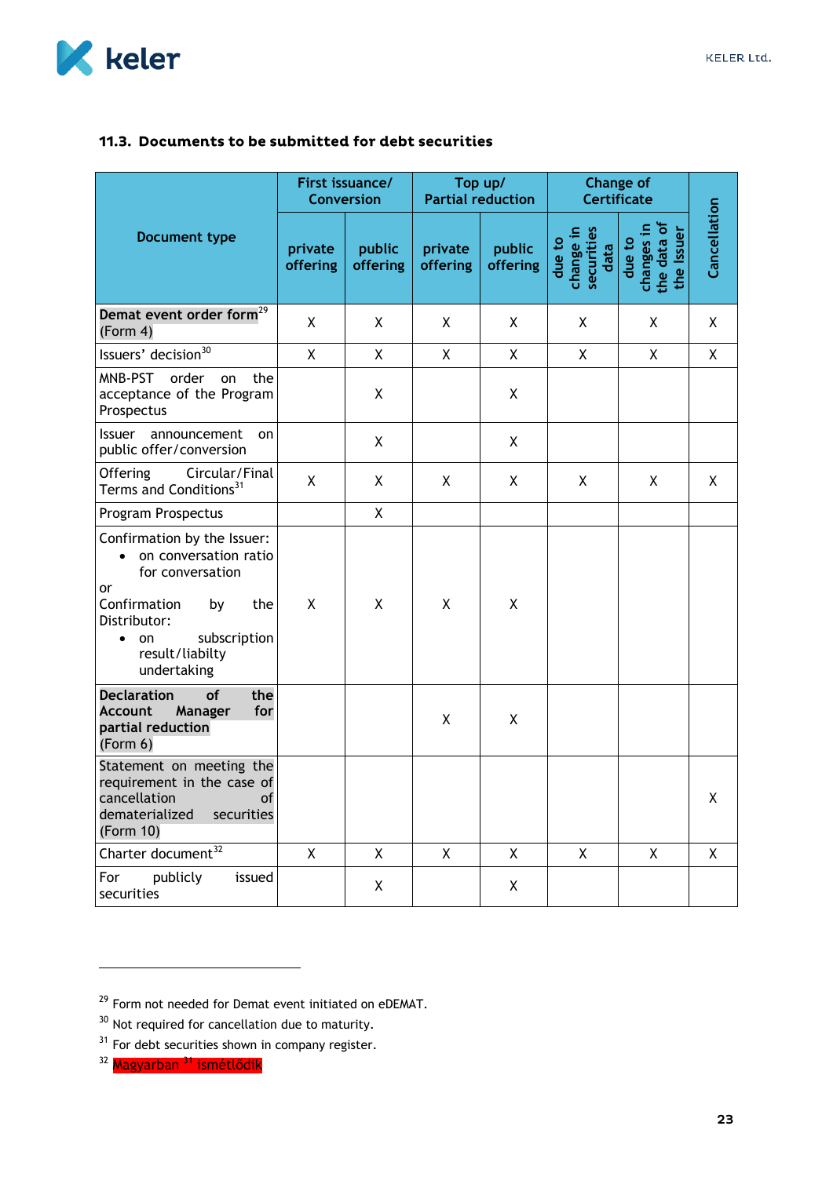### 11.3. Documents to be submitted for debt securities

| Document type | First issuance/ Conversion | | Top up/ Partial reduction | | Change of Certificate | | Cancellation |
|---|---|---|---|---|---|---|---|
| | private offering | public offering | private offering | public offering | due to change in securities data | due to changes in the data of the Issuer | |
| **Demat event order form**[29] (Form 4) | X | X | X | X | X | X | X |
| Issuers' decision[30] | X | X | X | X | X | X | X |
| MNB-PST order on the acceptance of the Program Prospectus | | X | | X | | | |
| Issuer announcement on public offer/conversion | | X | | X | | | |
| Offering Circular/Final Terms and Conditions[31] | X | X | X | X | X | X | X |
| Program Prospectus | | X | | | | | |
| Confirmation by the Issuer: <br>• on conversation ratio for conversation <br>or <br>Confirmation by the Distributor: <br>• on subscription result/liabilty undertaking | X | X | X | X | | | |
| **Declaration of the Account Manager for partial reduction** (Form 6) | | | X | X | | | |
| Statement on meeting the requirement in the case of cancellation of dematerialized securities (Form 10) | | | | | | | X |
| Charter document[32] | X | X | X | X | X | X | X |
| For publicly issued securities | | X | | X | | | |

[29] Form not needed for Demat event initiated on eDEMAT.

[30] Not required for cancellation due to maturity.

[31] For debt securities shown in company register.

[32] Magyarban [31] ismétlődik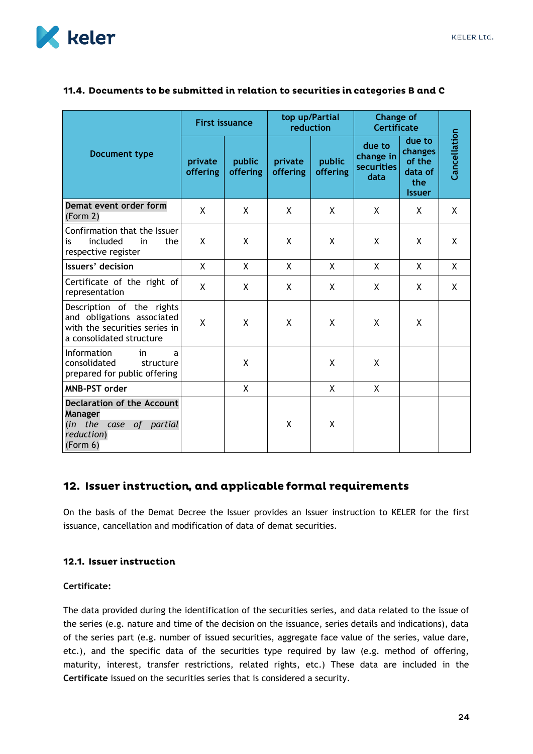### 11.4. Documents to be submitted in relation to securities in categories B and C

| Document type | First issuance | | top up/Partial reduction | | Change of Certificate | | Cancellation |
|---|---|---|---|---|---|---|---|
| | private offering | public offering | private offering | public offering | due to change in securities data | due to changes of the data of the Issuer | |
| **Demat event order form** (Form 2) | X | X | X | X | X | X | X |
| Confirmation that the Issuer is included in the respective register | X | X | X | X | X | X | X |
| **Issuers' decision** | X | X | X | X | X | X | X |
| Certificate of the right of representation | X | X | X | X | X | X | X |
| Description of the rights and obligations associated with the securities series in a consolidated structure | X | X | X | X | X | X | |
| Information in a consolidated structure prepared for public offering | | X | | X | X | | |
| **MNB-PST order** | | X | | X | X | | |
| **Declaration of the Account Manager** *(in the case of partial reduction)* (Form 6) | | | X | X | | | |

## 12. Issuer instruction, and applicable formal requirements

On the basis of the Demat Decree the Issuer provides an Issuer instruction to KELER for the first issuance, cancellation and modification of data of demat securities.

### 12.1. Issuer instruction

**Certificate:**

The data provided during the identification of the securities series, and data related to the issue of the series (e.g. nature and time of the decision on the issuance, series details and indications), data of the series part (e.g. number of issued securities, aggregate face value of the series, value dare, etc.), and the specific data of the securities type required by law (e.g. method of offering, maturity, interest, transfer restrictions, related rights, etc.) These data are included in the **Certificate** issued on the securities series that is considered a security.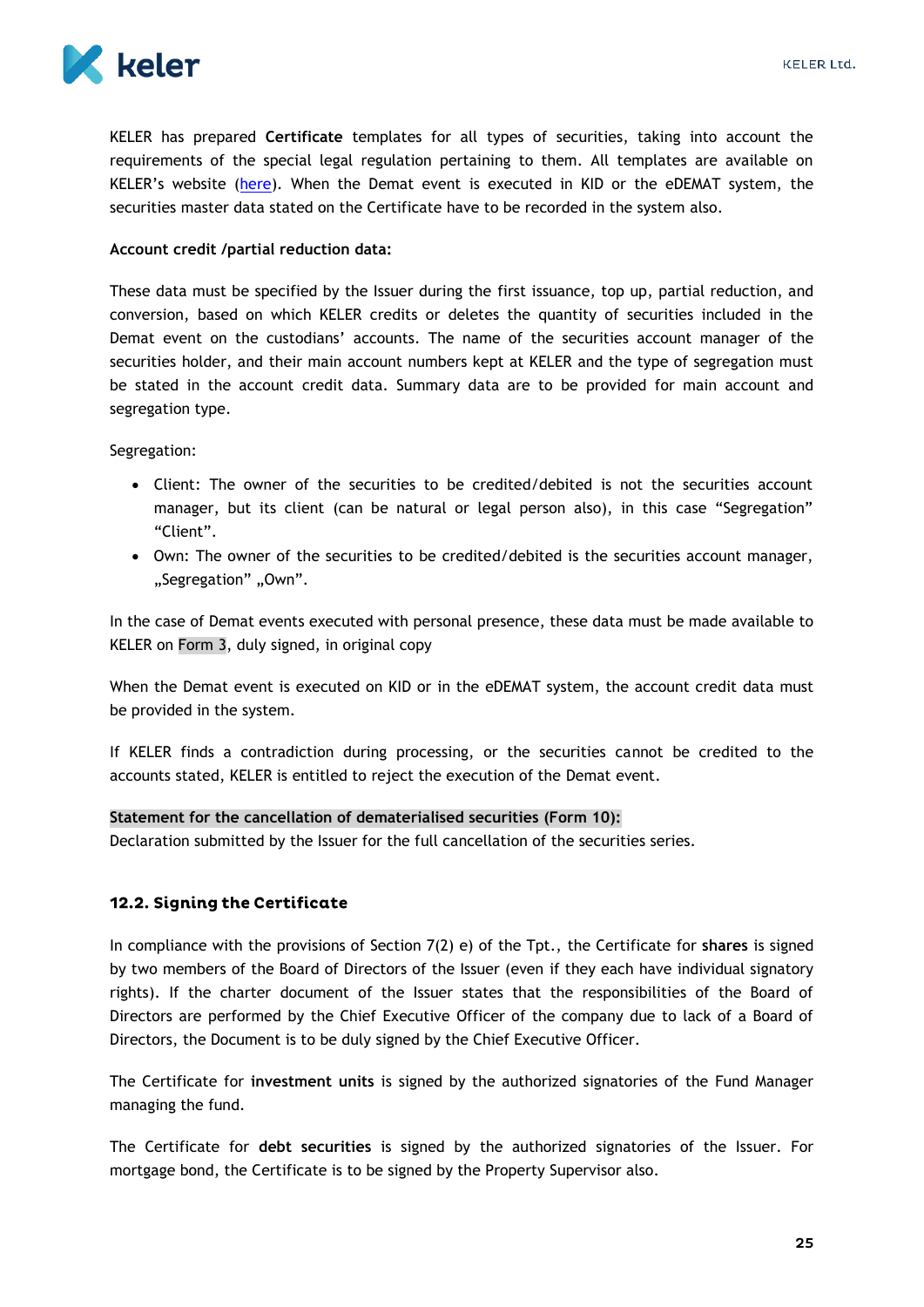KELER has prepared **Certificate** templates for all types of securities, taking into account the requirements of the special legal regulation pertaining to them. All templates are available on KELER's website (here). When the Demat event is executed in KID or the eDEMAT system, the securities master data stated on the Certificate have to be recorded in the system also.

**Account credit /partial reduction data:**

These data must be specified by the Issuer during the first issuance, top up, partial reduction, and conversion, based on which KELER credits or deletes the quantity of securities included in the Demat event on the custodians' accounts. The name of the securities account manager of the securities holder, and their main account numbers kept at KELER and the type of segregation must be stated in the account credit data. Summary data are to be provided for main account and segregation type.

Segregation:

- Client: The owner of the securities to be credited/debited is not the securities account manager, but its client (can be natural or legal person also), in this case "Segregation" "Client".
- Own: The owner of the securities to be credited/debited is the securities account manager, „Segregation" „Own".

In the case of Demat events executed with personal presence, these data must be made available to KELER on Form 3, duly signed, in original copy

When the Demat event is executed on KID or in the eDEMAT system, the account credit data must be provided in the system.

If KELER finds a contradiction during processing, or the securities cannot be credited to the accounts stated, KELER is entitled to reject the execution of the Demat event.

**Statement for the cancellation of dematerialised securities (Form 10):**
Declaration submitted by the Issuer for the full cancellation of the securities series.

### 12.2. Signing the Certificate

In compliance with the provisions of Section 7(2) e) of the Tpt., the Certificate for **shares** is signed by two members of the Board of Directors of the Issuer (even if they each have individual signatory rights). If the charter document of the Issuer states that the responsibilities of the Board of Directors are performed by the Chief Executive Officer of the company due to lack of a Board of Directors, the Document is to be duly signed by the Chief Executive Officer.

The Certificate for **investment units** is signed by the authorized signatories of the Fund Manager managing the fund.

The Certificate for **debt securities** is signed by the authorized signatories of the Issuer. For mortgage bond, the Certificate is to be signed by the Property Supervisor also.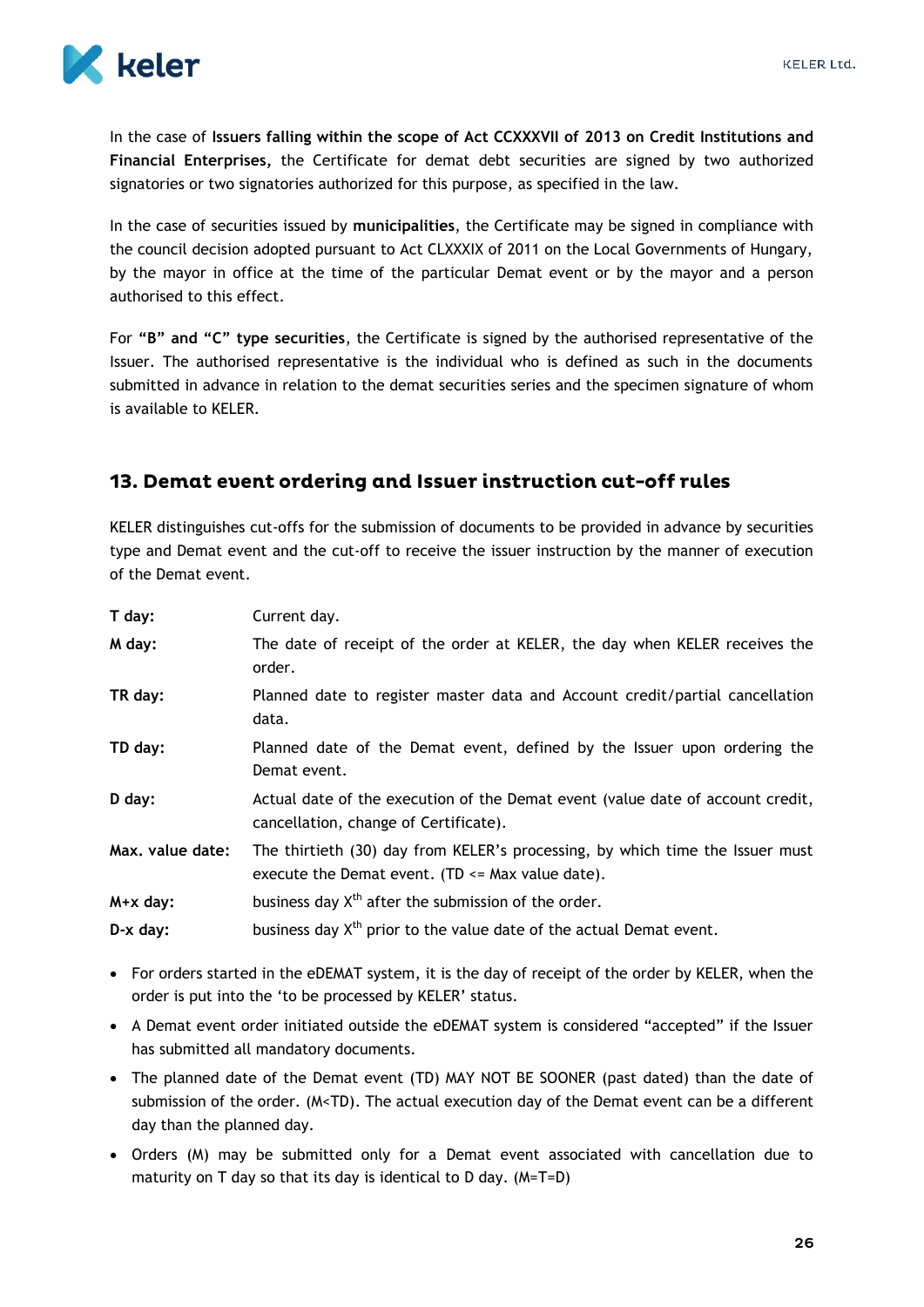In the case of **Issuers falling within the scope of Act CCXXXVII of 2013 on Credit Institutions and Financial Enterprises,** the Certificate for demat debt securities are signed by two authorized signatories or two signatories authorized for this purpose, as specified in the law.

In the case of securities issued by **municipalities**, the Certificate may be signed in compliance with the council decision adopted pursuant to Act CLXXXIX of 2011 on the Local Governments of Hungary, by the mayor in office at the time of the particular Demat event or by the mayor and a person authorised to this effect.

For **"B" and "C" type securities**, the Certificate is signed by the authorised representative of the Issuer. The authorised representative is the individual who is defined as such in the documents submitted in advance in relation to the demat securities series and the specimen signature of whom is available to KELER.

## 13. Demat event ordering and Issuer instruction cut-off rules

KELER distinguishes cut-offs for the submission of documents to be provided in advance by securities type and Demat event and the cut-off to receive the issuer instruction by the manner of execution of the Demat event.

| | |
|---|---|
| **T day:** | Current day. |
| **M day:** | The date of receipt of the order at KELER, the day when KELER receives the order. |
| **TR day:** | Planned date to register master data and Account credit/partial cancellation data. |
| **TD day:** | Planned date of the Demat event, defined by the Issuer upon ordering the Demat event. |
| **D day:** | Actual date of the execution of the Demat event (value date of account credit, cancellation, change of Certificate). |
| **Max. value date:** | The thirtieth (30) day from KELER's processing, by which time the Issuer must execute the Demat event. (TD <= Max value date). |
| **M+x day:** | business day $X^{th}$ after the submission of the order. |
| **D-x day:** | business day $X^{th}$ prior to the value date of the actual Demat event. |

- For orders started in the eDEMAT system, it is the day of receipt of the order by KELER, when the order is put into the 'to be processed by KELER' status.
- A Demat event order initiated outside the eDEMAT system is considered "accepted" if the Issuer has submitted all mandatory documents.
- The planned date of the Demat event (TD) MAY NOT BE SOONER (past dated) than the date of submission of the order. (M<TD). The actual execution day of the Demat event can be a different day than the planned day.
- Orders (M) may be submitted only for a Demat event associated with cancellation due to maturity on T day so that its day is identical to D day. (M=T=D)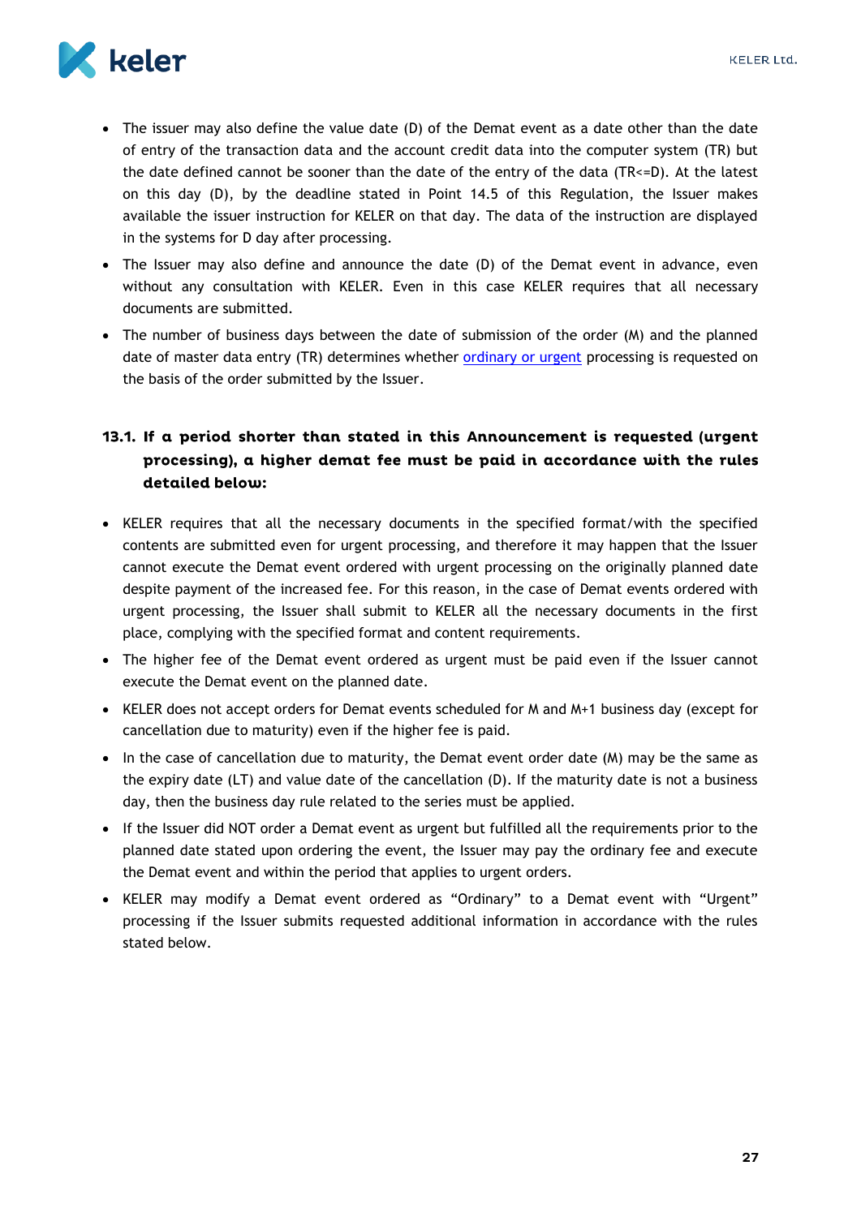- The issuer may also define the value date (D) of the Demat event as a date other than the date of entry of the transaction data and the account credit data into the computer system (TR) but the date defined cannot be sooner than the date of the entry of the data (TR<=D). At the latest on this day (D), by the deadline stated in Point 14.5 of this Regulation, the Issuer makes available the issuer instruction for KELER on that day. The data of the instruction are displayed in the systems for D day after processing.
- The Issuer may also define and announce the date (D) of the Demat event in advance, even without any consultation with KELER. Even in this case KELER requires that all necessary documents are submitted.
- The number of business days between the date of submission of the order (M) and the planned date of master data entry (TR) determines whether ordinary or urgent processing is requested on the basis of the order submitted by the Issuer.

### 13.1. If a period shorter than stated in this Announcement is requested (urgent processing), a higher demat fee must be paid in accordance with the rules detailed below:

- KELER requires that all the necessary documents in the specified format/with the specified contents are submitted even for urgent processing, and therefore it may happen that the Issuer cannot execute the Demat event ordered with urgent processing on the originally planned date despite payment of the increased fee. For this reason, in the case of Demat events ordered with urgent processing, the Issuer shall submit to KELER all the necessary documents in the first place, complying with the specified format and content requirements.
- The higher fee of the Demat event ordered as urgent must be paid even if the Issuer cannot execute the Demat event on the planned date.
- KELER does not accept orders for Demat events scheduled for M and M+1 business day (except for cancellation due to maturity) even if the higher fee is paid.
- In the case of cancellation due to maturity, the Demat event order date (M) may be the same as the expiry date (LT) and value date of the cancellation (D). If the maturity date is not a business day, then the business day rule related to the series must be applied.
- If the Issuer did NOT order a Demat event as urgent but fulfilled all the requirements prior to the planned date stated upon ordering the event, the Issuer may pay the ordinary fee and execute the Demat event and within the period that applies to urgent orders.
- KELER may modify a Demat event ordered as "Ordinary" to a Demat event with "Urgent" processing if the Issuer submits requested additional information in accordance with the rules stated below.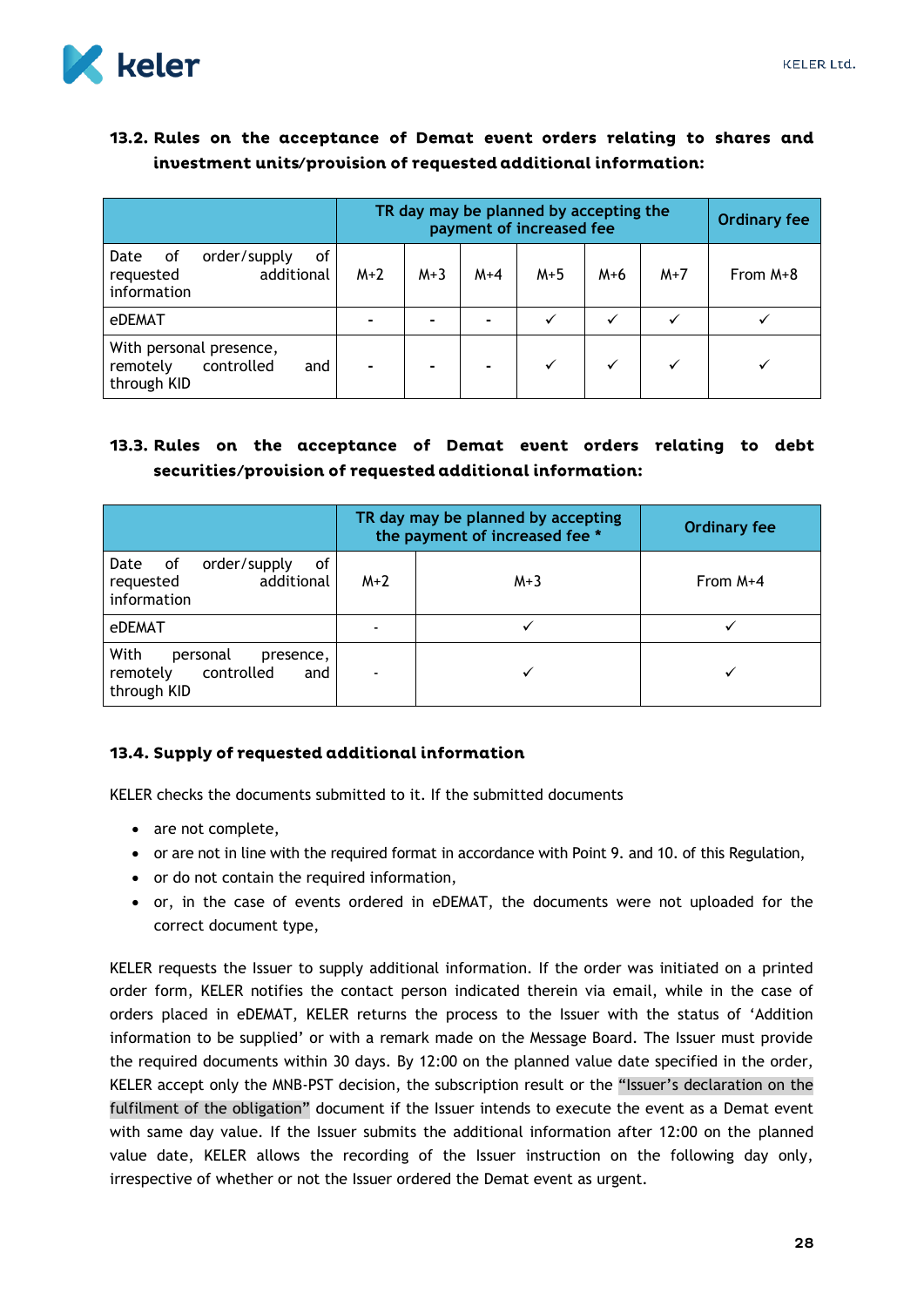### 13.2. Rules on the acceptance of Demat event orders relating to shares and investment units/provision of requested additional information:

| | TR day may be planned by accepting the payment of increased fee | | | | | | Ordinary fee |
|---|---|---|---|---|---|---|---|
| Date of order/supply of requested additional information | M+2 | M+3 | M+4 | M+5 | M+6 | M+7 | From M+8 |
| eDEMAT | - | - | - | ✓ | ✓ | ✓ | ✓ |
| With personal presence, remotely controlled and through KID | - | - | - | ✓ | ✓ | ✓ | ✓ |

### 13.3. Rules on the acceptance of Demat event orders relating to debt securities/provision of requested additional information:

| | TR day may be planned by accepting the payment of increased fee * | | Ordinary fee |
|---|---|---|---|
| Date of order/supply of requested additional information | M+2 | M+3 | From M+4 |
| eDEMAT | - | ✓ | ✓ |
| With personal presence, remotely controlled and through KID | - | ✓ | ✓ |

### 13.4. Supply of requested additional information

KELER checks the documents submitted to it. If the submitted documents

- are not complete,
- or are not in line with the required format in accordance with Point 9. and 10. of this Regulation,
- or do not contain the required information,
- or, in the case of events ordered in eDEMAT, the documents were not uploaded for the correct document type,

KELER requests the Issuer to supply additional information. If the order was initiated on a printed order form, KELER notifies the contact person indicated therein via email, while in the case of orders placed in eDEMAT, KELER returns the process to the Issuer with the status of 'Addition information to be supplied' or with a remark made on the Message Board. The Issuer must provide the required documents within 30 days. By 12:00 on the planned value date specified in the order, KELER accept only the MNB-PST decision, the subscription result or the "Issuer's declaration on the fulfilment of the obligation" document if the Issuer intends to execute the event as a Demat event with same day value. If the Issuer submits the additional information after 12:00 on the planned value date, KELER allows the recording of the Issuer instruction on the following day only, irrespective of whether or not the Issuer ordered the Demat event as urgent.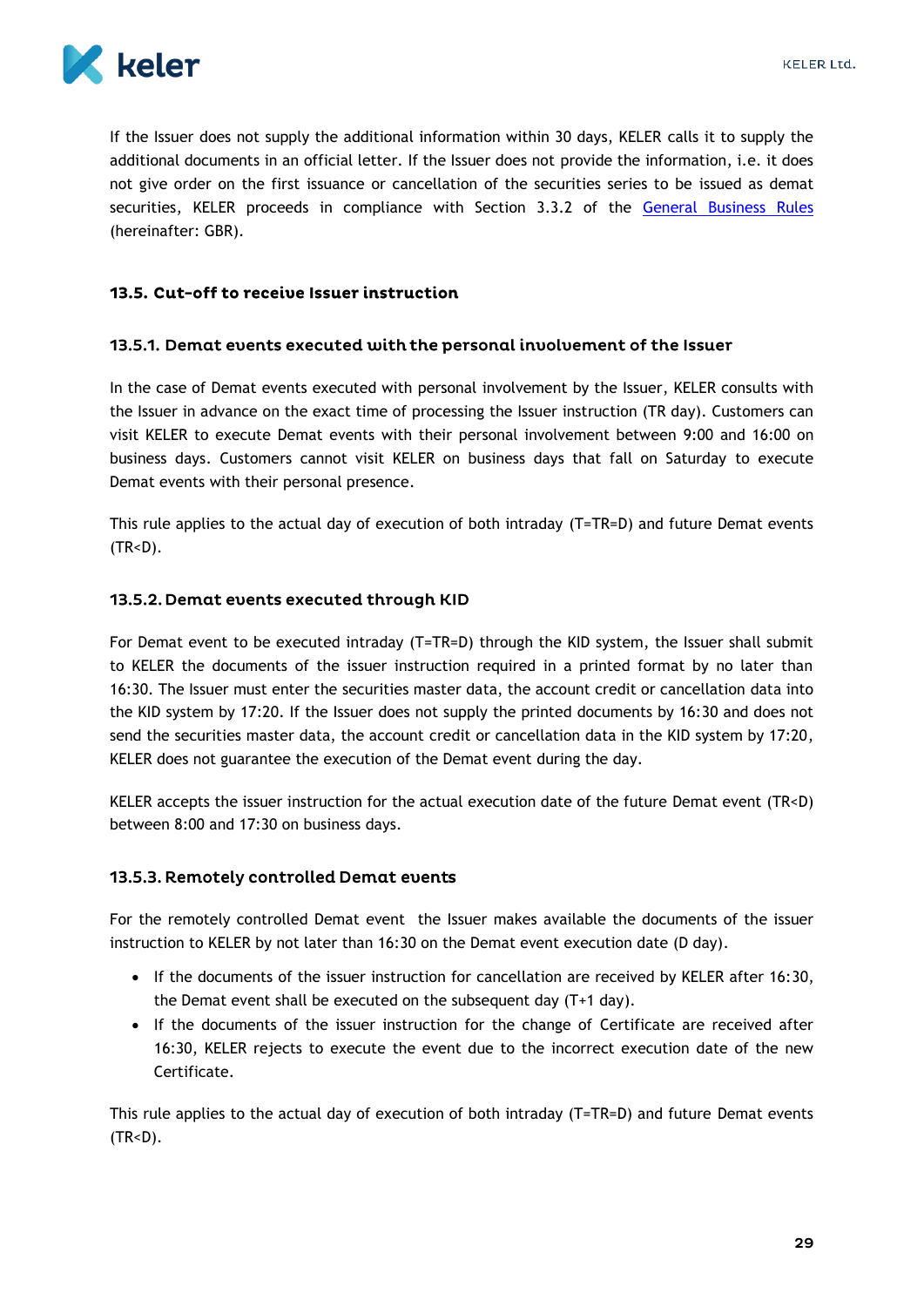If the Issuer does not supply the additional information within 30 days, KELER calls it to supply the additional documents in an official letter. If the Issuer does not provide the information, i.e. it does not give order on the first issuance or cancellation of the securities series to be issued as demat securities, KELER proceeds in compliance with Section 3.3.2 of the [General Business Rules](General Business Rules) (hereinafter: GBR).

## 13.5. Cut-off to receive Issuer instruction

### 13.5.1. Demat events executed with the personal involvement of the Issuer

In the case of Demat events executed with personal involvement by the Issuer, KELER consults with the Issuer in advance on the exact time of processing the Issuer instruction (TR day). Customers can visit KELER to execute Demat events with their personal involvement between 9:00 and 16:00 on business days. Customers cannot visit KELER on business days that fall on Saturday to execute Demat events with their personal presence.

This rule applies to the actual day of execution of both intraday (T=TR=D) and future Demat events (TR<D).

### 13.5.2. Demat events executed through KID

For Demat event to be executed intraday (T=TR=D) through the KID system, the Issuer shall submit to KELER the documents of the issuer instruction required in a printed format by no later than 16:30. The Issuer must enter the securities master data, the account credit or cancellation data into the KID system by 17:20. If the Issuer does not supply the printed documents by 16:30 and does not send the securities master data, the account credit or cancellation data in the KID system by 17:20, KELER does not guarantee the execution of the Demat event during the day.

KELER accepts the issuer instruction for the actual execution date of the future Demat event (TR<D) between 8:00 and 17:30 on business days.

### 13.5.3. Remotely controlled Demat events

For the remotely controlled Demat event the Issuer makes available the documents of the issuer instruction to KELER by not later than 16:30 on the Demat event execution date (D day).

- If the documents of the issuer instruction for cancellation are received by KELER after 16:30, the Demat event shall be executed on the subsequent day (T+1 day).
- If the documents of the issuer instruction for the change of Certificate are received after 16:30, KELER rejects to execute the event due to the incorrect execution date of the new Certificate.

This rule applies to the actual day of execution of both intraday (T=TR=D) and future Demat events (TR<D).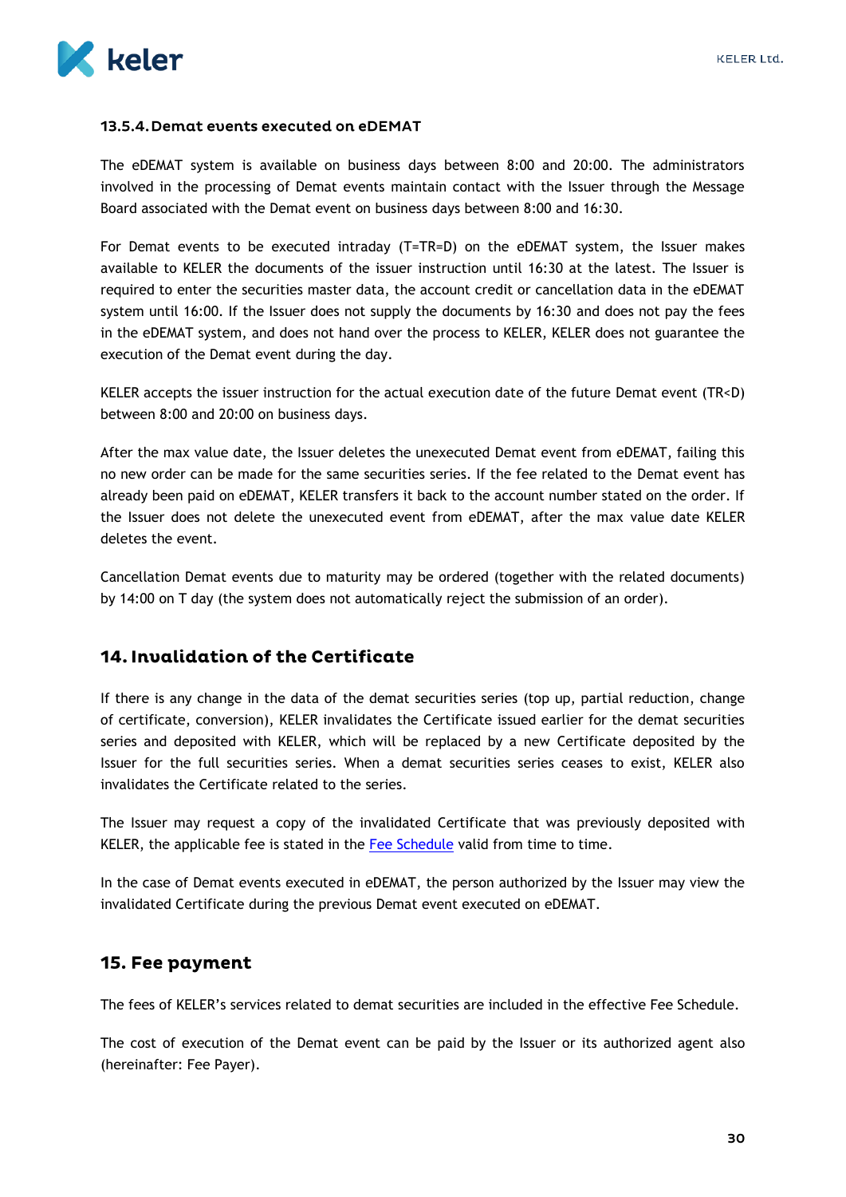#### 13.5.4. Demat events executed on eDEMAT

The eDEMAT system is available on business days between 8:00 and 20:00. The administrators involved in the processing of Demat events maintain contact with the Issuer through the Message Board associated with the Demat event on business days between 8:00 and 16:30.

For Demat events to be executed intraday (T=TR=D) on the eDEMAT system, the Issuer makes available to KELER the documents of the issuer instruction until 16:30 at the latest. The Issuer is required to enter the securities master data, the account credit or cancellation data in the eDEMAT system until 16:00. If the Issuer does not supply the documents by 16:30 and does not pay the fees in the eDEMAT system, and does not hand over the process to KELER, KELER does not guarantee the execution of the Demat event during the day.

KELER accepts the issuer instruction for the actual execution date of the future Demat event (TR<D) between 8:00 and 20:00 on business days.

After the max value date, the Issuer deletes the unexecuted Demat event from eDEMAT, failing this no new order can be made for the same securities series. If the fee related to the Demat event has already been paid on eDEMAT, KELER transfers it back to the account number stated on the order. If the Issuer does not delete the unexecuted event from eDEMAT, after the max value date KELER deletes the event.

Cancellation Demat events due to maturity may be ordered (together with the related documents) by 14:00 on T day (the system does not automatically reject the submission of an order).

## 14. Invalidation of the Certificate

If there is any change in the data of the demat securities series (top up, partial reduction, change of certificate, conversion), KELER invalidates the Certificate issued earlier for the demat securities series and deposited with KELER, which will be replaced by a new Certificate deposited by the Issuer for the full securities series. When a demat securities series ceases to exist, KELER also invalidates the Certificate related to the series.

The Issuer may request a copy of the invalidated Certificate that was previously deposited with KELER, the applicable fee is stated in the Fee Schedule valid from time to time.

In the case of Demat events executed in eDEMAT, the person authorized by the Issuer may view the invalidated Certificate during the previous Demat event executed on eDEMAT.

## 15. Fee payment

The fees of KELER's services related to demat securities are included in the effective Fee Schedule.

The cost of execution of the Demat event can be paid by the Issuer or its authorized agent also (hereinafter: Fee Payer).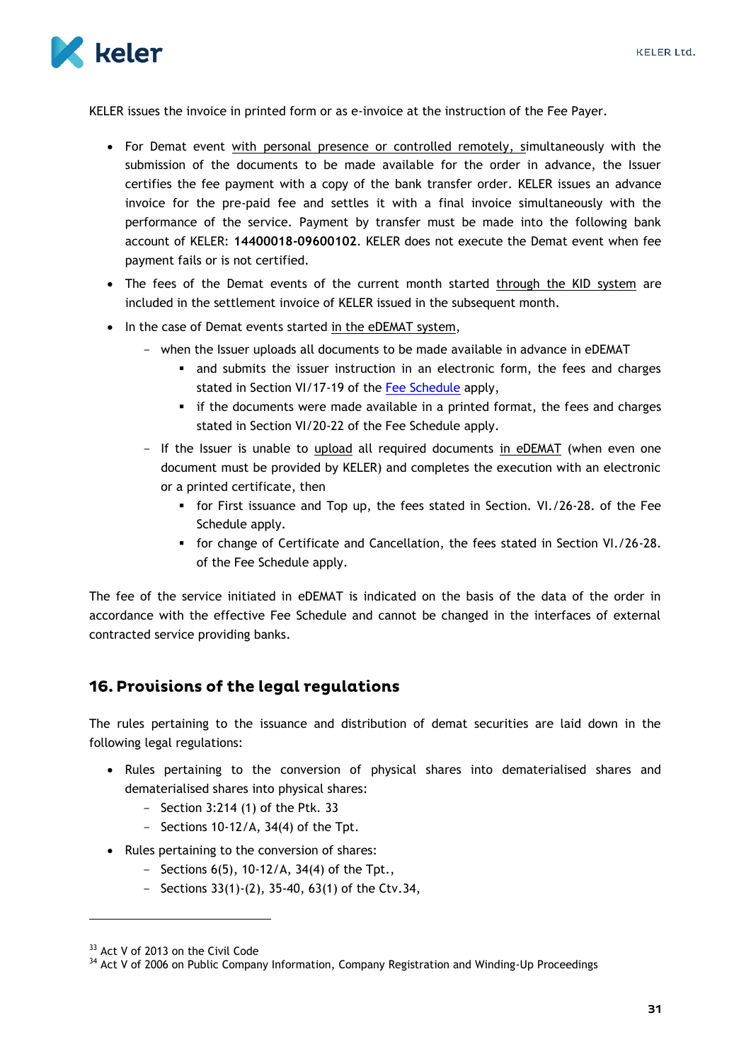KELER issues the invoice in printed form or as e-invoice at the instruction of the Fee Payer.

- For Demat event with personal presence or controlled remotely, simultaneously with the submission of the documents to be made available for the order in advance, the Issuer certifies the fee payment with a copy of the bank transfer order. KELER issues an advance invoice for the pre-paid fee and settles it with a final invoice simultaneously with the performance of the service. Payment by transfer must be made into the following bank account of KELER: **14400018-09600102**. KELER does not execute the Demat event when fee payment fails or is not certified.
- The fees of the Demat events of the current month started through the KID system are included in the settlement invoice of KELER issued in the subsequent month.
- In the case of Demat events started in the eDEMAT system,
  - when the Issuer uploads all documents to be made available in advance in eDEMAT
    - and submits the issuer instruction in an electronic form, the fees and charges stated in Section VI/17-19 of the Fee Schedule apply,
    - if the documents were made available in a printed format, the fees and charges stated in Section VI/20-22 of the Fee Schedule apply.
  - If the Issuer is unable to upload all required documents in eDEMAT (when even one document must be provided by KELER) and completes the execution with an electronic or a printed certificate, then
    - for First issuance and Top up, the fees stated in Section. VI./26-28. of the Fee Schedule apply.
    - for change of Certificate and Cancellation, the fees stated in Section VI./26-28. of the Fee Schedule apply.

The fee of the service initiated in eDEMAT is indicated on the basis of the data of the order in accordance with the effective Fee Schedule and cannot be changed in the interfaces of external contracted service providing banks.

## 16. Provisions of the legal regulations

The rules pertaining to the issuance and distribution of demat securities are laid down in the following legal regulations:

- Rules pertaining to the conversion of physical shares into dematerialised shares and dematerialised shares into physical shares:
  - Section 3:214 (1) of the Ptk. [33]
  - Sections 10-12/A, 34(4) of the Tpt.
- Rules pertaining to the conversion of shares:
  - Sections 6(5), 10-12/A, 34(4) of the Tpt.,
  - Sections 33(1)-(2), 35-40, 63(1) of the Ctv.[34],

[33] Act V of 2013 on the Civil Code
[34] Act V of 2006 on Public Company Information, Company Registration and Winding-Up Proceedings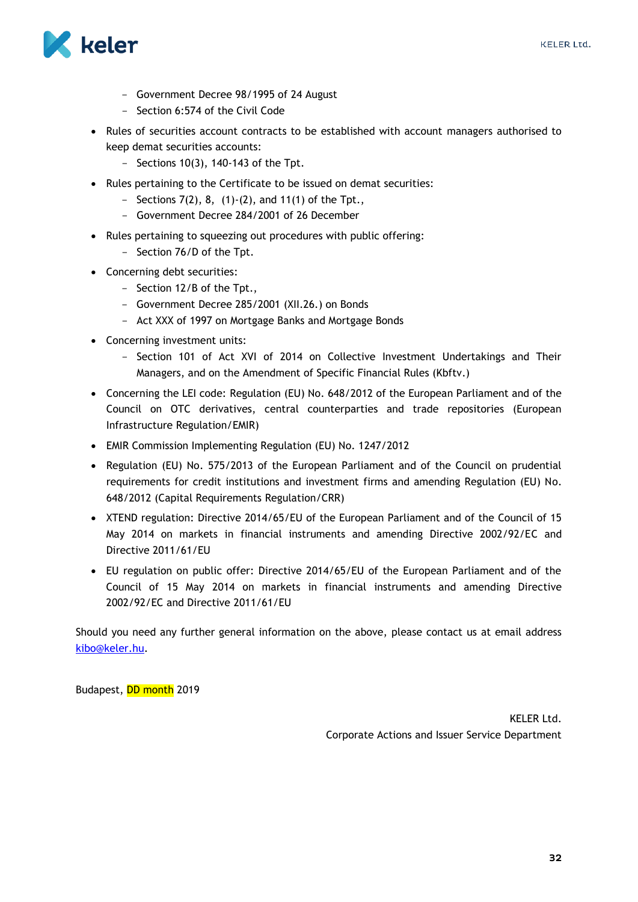- Government Decree 98/1995 of 24 August
  - Section 6:574 of the Civil Code
- Rules of securities account contracts to be established with account managers authorised to keep demat securities accounts:
  - Sections 10(3), 140-143 of the Tpt.
- Rules pertaining to the Certificate to be issued on demat securities:
  - Sections 7(2), 8, (1)-(2), and 11(1) of the Tpt.,
  - Government Decree 284/2001 of 26 December
- Rules pertaining to squeezing out procedures with public offering:
  - Section 76/D of the Tpt.
- Concerning debt securities:
  - Section 12/B of the Tpt.,
  - Government Decree 285/2001 (XII.26.) on Bonds
  - Act XXX of 1997 on Mortgage Banks and Mortgage Bonds
- Concerning investment units:
  - Section 101 of Act XVI of 2014 on Collective Investment Undertakings and Their Managers, and on the Amendment of Specific Financial Rules (Kbftv.)
- Concerning the LEI code: Regulation (EU) No. 648/2012 of the European Parliament and of the Council on OTC derivatives, central counterparties and trade repositories (European Infrastructure Regulation/EMIR)
- EMIR Commission Implementing Regulation (EU) No. 1247/2012
- Regulation (EU) No. 575/2013 of the European Parliament and of the Council on prudential requirements for credit institutions and investment firms and amending Regulation (EU) No. 648/2012 (Capital Requirements Regulation/CRR)
- XTEND regulation: Directive 2014/65/EU of the European Parliament and of the Council of 15 May 2014 on markets in financial instruments and amending Directive 2002/92/EC and Directive 2011/61/EU
- EU regulation on public offer: Directive 2014/65/EU of the European Parliament and of the Council of 15 May 2014 on markets in financial instruments and amending Directive 2002/92/EC and Directive 2011/61/EU

Should you need any further general information on the above, please contact us at email address kibo@keler.hu.

Budapest, DD month 2019

KELER Ltd.
Corporate Actions and Issuer Service Department